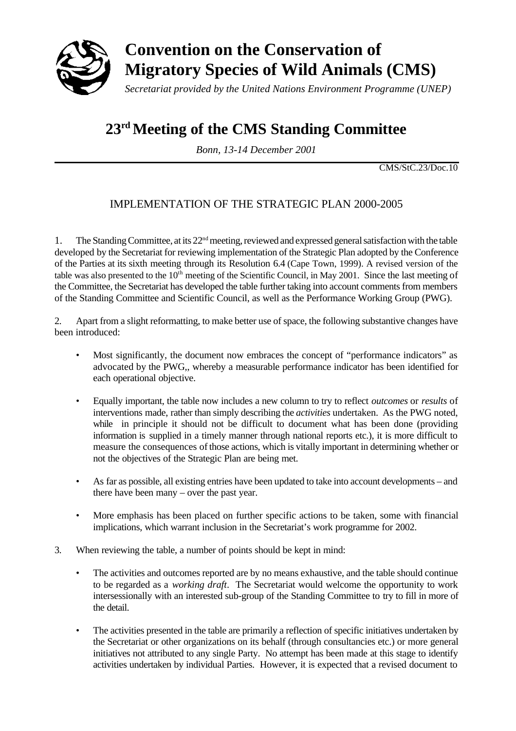# Convention on the Conservation of Migratory Species of Wild Animals (CMS)

*Secretariat provided by the United Nations Environment Programme (UNEP)*

# 23rd Meeting of the CMS Standing Committee

*Bonn, 13-14 December 2001*

CMS/StC.23/Doc.10

## IMPLEMENTATION OF THE STRATEGIC PLAN 2000-2005

1. The Standing Committee, at its 22nd meeting, reviewed and expressed general satisfaction with the table developed by the Secretariat for reviewing implementation of the Strategic Plan adopted by the Conference of the Parties at its sixth meeting through its Resolution 6.4 (Cape Town, 1999). A revised version of the table was also presented to the 10th meeting of the Scientific Council, in May 2001. Since the last meeting of the Committee, the Secretariat has developed the table further taking into account comments from members of the Standing Committee and Scientific Council, as well as the Performance Working Group (PWG).

2. Apart from a slight reformatting, to make better use of space, the following substantive changes have been introduced:

- Most significantly, the document now embraces the concept of "performance indicators" as advocated by the PWG,, whereby a measurable performance indicator has been identified for each operational objective.

- Equally important, the table now includes a new column to try to reflect *outcomes* or *results* of interventions made, rather than simply describing the *activities* undertaken. As the PWG noted, while in principle it should not be difficult to document what has been done (providing information is supplied in a timely manner through national reports etc.), it is more difficult to measure the consequences of those actions, which is vitally important in determining whether or not the objectives of the Strategic Plan are being met.

- As far as possible, all existing entries have been updated to take into account developments – and there have been many – over the past year.

- More emphasis has been placed on further specific actions to be taken, some with financial implications, which warrant inclusion in the Secretariat's work programme for 2002.

3. When reviewing the table, a number of points should be kept in mind:

- The activities and outcomes reported are by no means exhaustive, and the table should continue to be regarded as a *working draft*. The Secretariat would welcome the opportunity to work intersessionally with an interested sub-group of the Standing Committee to try to fill in more of the detail.

- The activities presented in the table are primarily a reflection of specific initiatives undertaken by the Secretariat or other organizations on its behalf (through consultancies etc.) or more general initiatives not attributed to any single Party. No attempt has been made at this stage to identify activities undertaken by individual Parties. However, it is expected that a revised document to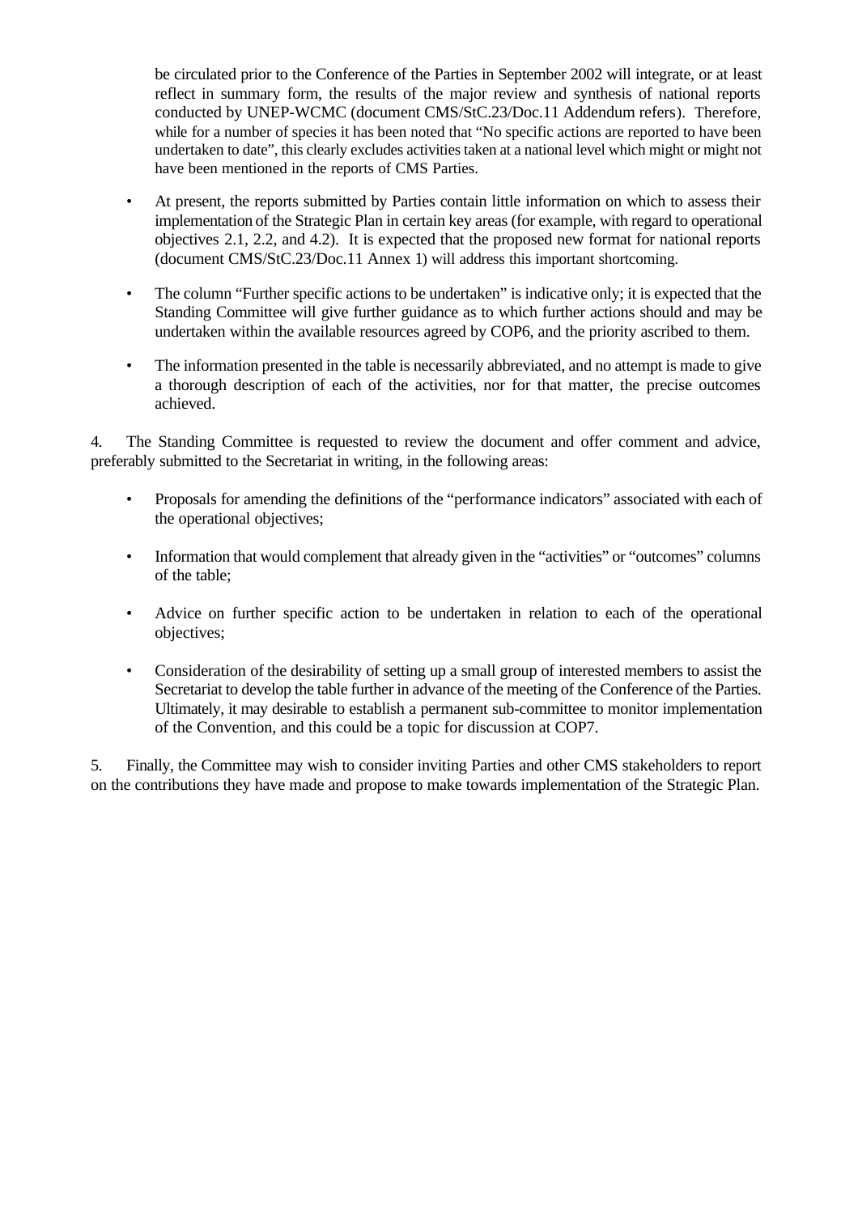be circulated prior to the Conference of the Parties in September 2002 will integrate, or at least reflect in summary form, the results of the major review and synthesis of national reports conducted by UNEP-WCMC (document CMS/StC.23/Doc.11 Addendum refers). Therefore, while for a number of species it has been noted that "No specific actions are reported to have been undertaken to date", this clearly excludes activities taken at a national level which might or might not have been mentioned in the reports of CMS Parties.

- At present, the reports submitted by Parties contain little information on which to assess their implementation of the Strategic Plan in certain key areas (for example, with regard to operational objectives 2.1, 2.2, and 4.2). It is expected that the proposed new format for national reports (document CMS/StC.23/Doc.11 Annex 1) will address this important shortcoming.

- The column "Further specific actions to be undertaken" is indicative only; it is expected that the Standing Committee will give further guidance as to which further actions should and may be undertaken within the available resources agreed by COP6, and the priority ascribed to them.

- The information presented in the table is necessarily abbreviated, and no attempt is made to give a thorough description of each of the activities, nor for that matter, the precise outcomes achieved.

4. The Standing Committee is requested to review the document and offer comment and advice, preferably submitted to the Secretariat in writing, in the following areas:

- Proposals for amending the definitions of the "performance indicators" associated with each of the operational objectives;

- Information that would complement that already given in the "activities" or "outcomes" columns of the table;

- Advice on further specific action to be undertaken in relation to each of the operational objectives;

- Consideration of the desirability of setting up a small group of interested members to assist the Secretariat to develop the table further in advance of the meeting of the Conference of the Parties. Ultimately, it may desirable to establish a permanent sub-committee to monitor implementation of the Convention, and this could be a topic for discussion at COP7.

5. Finally, the Committee may wish to consider inviting Parties and other CMS stakeholders to report on the contributions they have made and propose to make towards implementation of the Strategic Plan.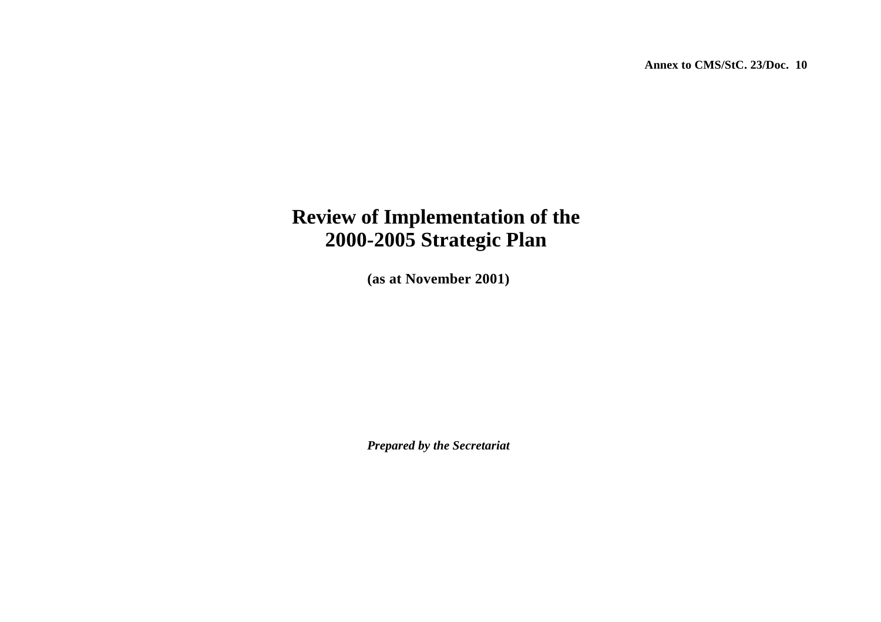**Annex to CMS/StC. 23/Doc. 10**

# Review of Implementation of the 2000-2005 Strategic Plan

**(as at November 2001)**

***Prepared by the Secretariat***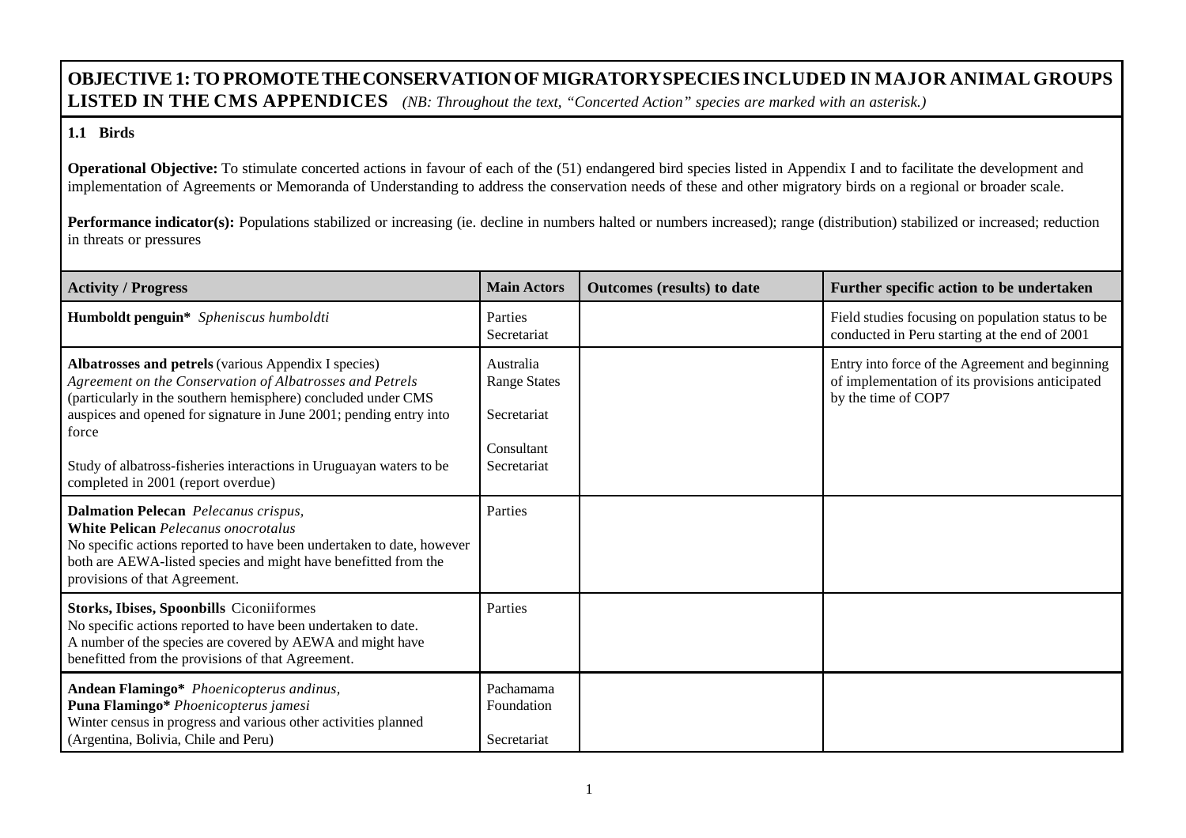## OBJECTIVE 1: TO PROMOTE THE CONSERVATION OF MIGRATORY SPECIES INCLUDED IN MAJOR ANIMAL GROUPS LISTED IN THE CMS APPENDICES

*(NB: Throughout the text, "Concerted Action" species are marked with an asterisk.)*

### 1.1 Birds

**Operational Objective:** To stimulate concerted actions in favour of each of the (51) endangered bird species listed in Appendix I and to facilitate the development and implementation of Agreements or Memoranda of Understanding to address the conservation needs of these and other migratory birds on a regional or broader scale.

**Performance indicator(s):** Populations stabilized or increasing (ie. decline in numbers halted or numbers increased); range (distribution) stabilized or increased; reduction in threats or pressures

| Activity / Progress | Main Actors | Outcomes (results) to date | Further specific action to be undertaken |
|---|---|---|---|
| **Humboldt penguin*** *Spheniscus humboldti* | Parties<br>Secretariat | | Field studies focusing on population status to be conducted in Peru starting at the end of 2001 |
| **Albatrosses and petrels** (various Appendix I species)<br>*Agreement on the Conservation of Albatrosses and Petrels* (particularly in the southern hemisphere) concluded under CMS auspices and opened for signature in June 2001; pending entry into force<br><br>Study of albatross-fisheries interactions in Uruguayan waters to be completed in 2001 (report overdue) | Australia<br>Range States<br><br>Secretariat<br><br>Consultant<br>Secretariat | | Entry into force of the Agreement and beginning of implementation of its provisions anticipated by the time of COP7 |
| **Dalmation Pelecan** *Pelecanus crispus,*<br>**White Pelican** *Pelecanus onocrotalus*<br>No specific actions reported to have been undertaken to date, however both are AEWA-listed species and might have benefitted from the provisions of that Agreement. | Parties | | |
| **Storks, Ibises, Spoonbills** Ciconiiformes<br>No specific actions reported to have been undertaken to date.<br>A number of the species are covered by AEWA and might have benefitted from the provisions of that Agreement. | Parties | | |
| **Andean Flamingo*** *Phoenicopterus andinus,*<br>**Puna Flamingo*** *Phoenicopterus jamesi*<br>Winter census in progress and various other activities planned (Argentina, Bolivia, Chile and Peru) | Pachamama Foundation<br><br>Secretariat | | |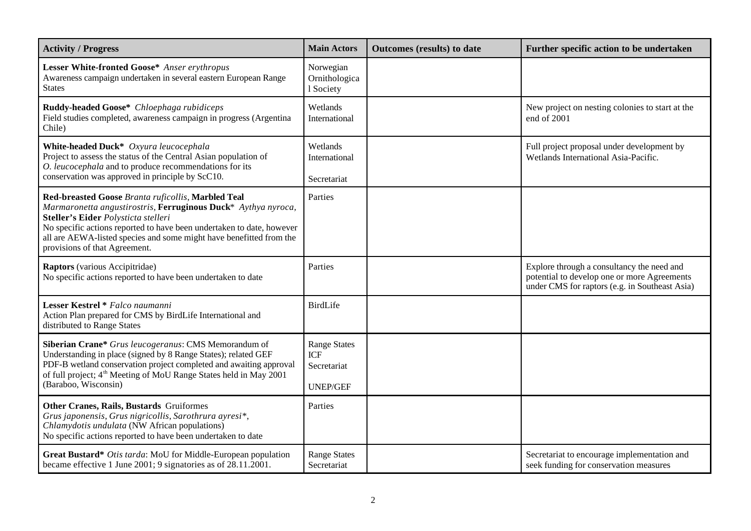| Activity / Progress | Main Actors | Outcomes (results) to date | Further specific action to be undertaken |
|---|---|---|---|
| **Lesser White-fronted Goose*** *Anser erythropus*<br>Awareness campaign undertaken in several eastern European Range States | Norwegian Ornithological Society | | |
| **Ruddy-headed Goose*** *Chloephaga rubidiceps*<br>Field studies completed, awareness campaign in progress (Argentina Chile) | Wetlands International | | New project on nesting colonies to start at the end of 2001 |
| **White-headed Duck*** *Oxyura leucocephala*<br>Project to assess the status of the Central Asian population of *O. leucocephala* and to produce recommendations for its conservation was approved in principle by ScC10. | Wetlands International<br><br>Secretariat | | Full project proposal under development by Wetlands International Asia-Pacific. |
| **Red-breasted Goose** *Branta ruficollis*, **Marbled Teal** *Marmaronetta angustirostris*, **Ferruginous Duck*** *Aythya nyroca*, **Steller's Eider** *Polysticta stelleri*<br>No specific actions reported to have been undertaken to date, however all are AEWA-listed species and some might have benefitted from the provisions of that Agreement. | Parties | | |
| **Raptors** (various Accipitridae)<br>No specific actions reported to have been undertaken to date | Parties | | Explore through a consultancy the need and potential to develop one or more Agreements under CMS for raptors (e.g. in Southeast Asia) |
| **Lesser Kestrel *** *Falco naumanni*<br>Action Plan prepared for CMS by BirdLife International and distributed to Range States | BirdLife | | |
| **Siberian Crane*** *Grus leucogeranus*: CMS Memorandum of Understanding in place (signed by 8 Range States); related GEF PDF-B wetland conservation project completed and awaiting approval of full project; 4th Meeting of MoU Range States held in May 2001 (Baraboo, Wisconsin) | Range States<br>ICF<br>Secretariat<br><br>UNEP/GEF | | |
| **Other Cranes, Rails, Bustards** Gruiformes<br>*Grus japonensis, Grus nigricollis, Sarothrura ayresi*\*, *Chlamydotis undulata* (NW African populations)<br>No specific actions reported to have been undertaken to date | Parties | | |
| **Great Bustard*** *Otis tarda*: MoU for Middle-European population became effective 1 June 2001; 9 signatories as of 28.11.2001. | Range States<br>Secretariat | | Secretariat to encourage implementation and seek funding for conservation measures |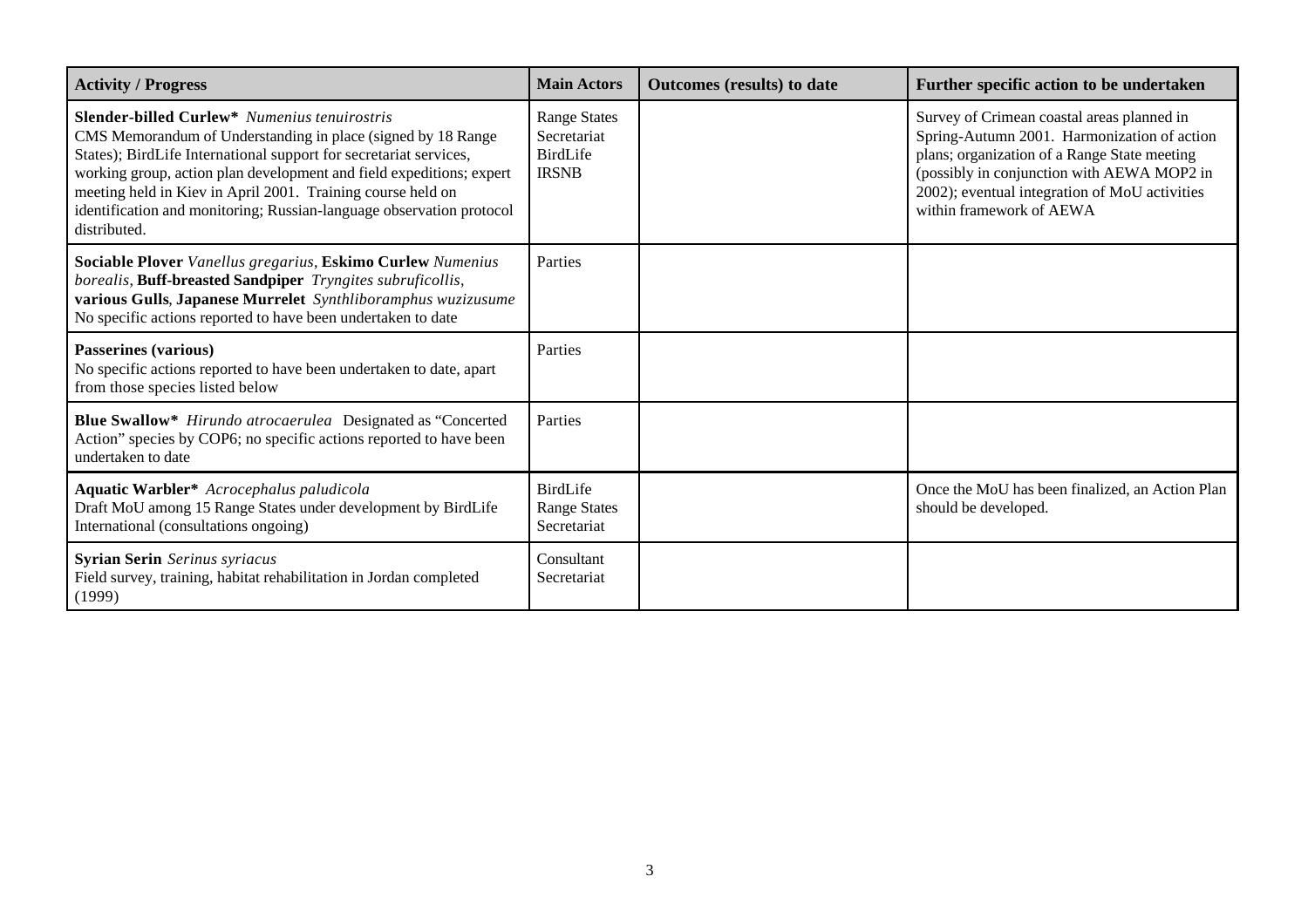| Activity / Progress | Main Actors | Outcomes (results) to date | Further specific action to be undertaken |
|---|---|---|---|
| **Slender-billed Curlew*** *Numenius tenuirostris* CMS Memorandum of Understanding in place (signed by 18 Range States); BirdLife International support for secretariat services, working group, action plan development and field expeditions; expert meeting held in Kiev in April 2001. Training course held on identification and monitoring; Russian-language observation protocol distributed. | Range States Secretariat BirdLife IRSNB | | Survey of Crimean coastal areas planned in Spring-Autumn 2001. Harmonization of action plans; organization of a Range State meeting (possibly in conjunction with AEWA MOP2 in 2002); eventual integration of MoU activities within framework of AEWA |
| **Sociable Plover** *Vanellus gregarius*, **Eskimo Curlew** *Numenius borealis*, **Buff-breasted Sandpiper** *Tryngites subruficollis*, **various Gulls**, **Japanese Murrelet** *Synthliboramphus wuzizusume* No specific actions reported to have been undertaken to date | Parties | | |
| **Passerines (various)** No specific actions reported to have been undertaken to date, apart from those species listed below | Parties | | |
| **Blue Swallow*** *Hirundo atrocaerulea* Designated as "Concerted Action" species by COP6; no specific actions reported to have been undertaken to date | Parties | | |
| **Aquatic Warbler*** *Acrocephalus paludicola* Draft MoU among 15 Range States under development by BirdLife International (consultations ongoing) | BirdLife Range States Secretariat | | Once the MoU has been finalized, an Action Plan should be developed. |
| **Syrian Serin** *Serinus syriacus* Field survey, training, habitat rehabilitation in Jordan completed (1999) | Consultant Secretariat | | |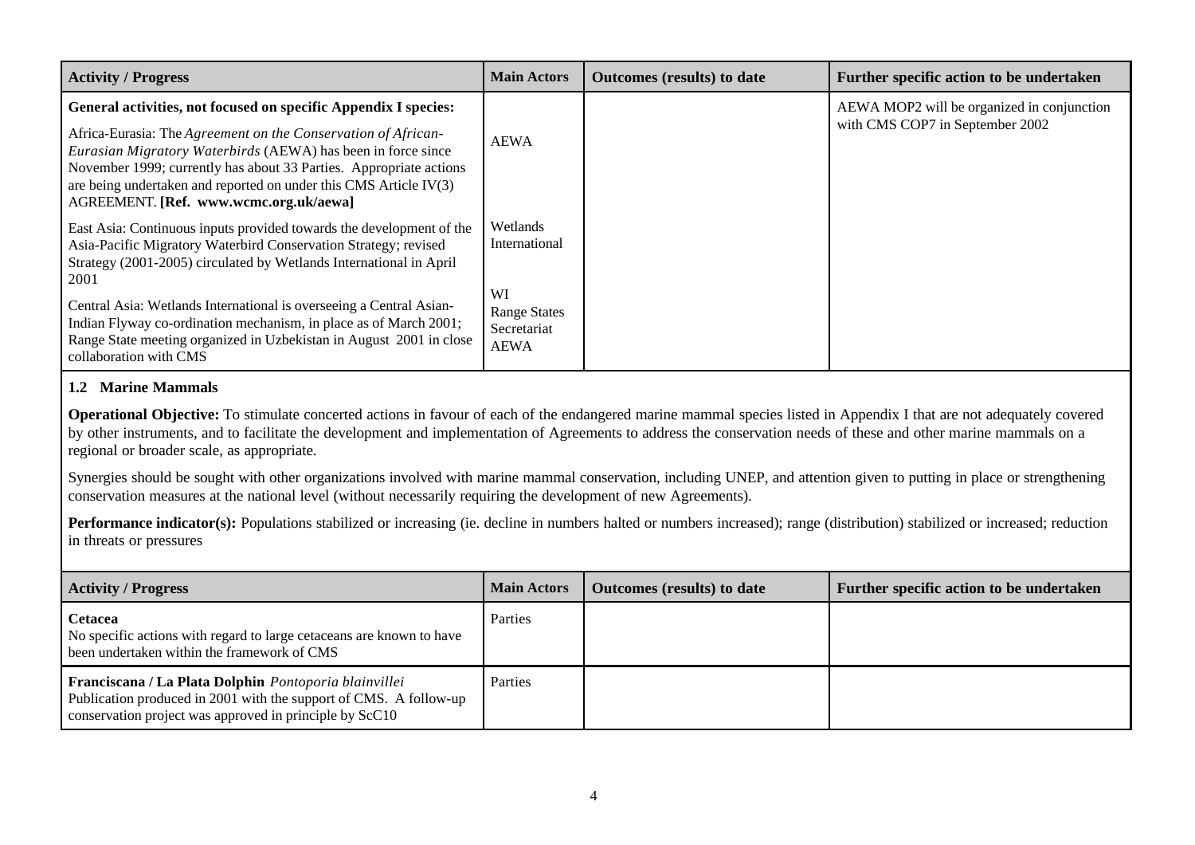| Activity / Progress | Main Actors | Outcomes (results) to date | Further specific action to be undertaken |
|---|---|---|---|
| **General activities, not focused on specific Appendix I species:**<br><br>Africa-Eurasia: The *Agreement on the Conservation of African-Eurasian Migratory Waterbirds* (AEWA) has been in force since November 1999; currently has about 33 Parties. Appropriate actions are being undertaken and reported on under this CMS Article IV(3) AGREEMENT. **[Ref. www.wcmc.org.uk/aewa]**<br><br>East Asia: Continuous inputs provided towards the development of the Asia-Pacific Migratory Waterbird Conservation Strategy; revised Strategy (2001-2005) circulated by Wetlands International in April 2001<br><br>Central Asia: Wetlands International is overseeing a Central Asian-Indian Flyway co-ordination mechanism, in place as of March 2001; Range State meeting organized in Uzbekistan in August 2001 in close collaboration with CMS | AEWA<br><br>Wetlands International<br><br>WI<br>Range States<br>Secretariat<br>AEWA | | AEWA MOP2 will be organized in conjunction with CMS COP7 in September 2002 |

### 1.2 Marine Mammals

**Operational Objective:** To stimulate concerted actions in favour of each of the endangered marine mammal species listed in Appendix I that are not adequately covered by other instruments, and to facilitate the development and implementation of Agreements to address the conservation needs of these and other marine mammals on a regional or broader scale, as appropriate.

Synergies should be sought with other organizations involved with marine mammal conservation, including UNEP, and attention given to putting in place or strengthening conservation measures at the national level (without necessarily requiring the development of new Agreements).

**Performance indicator(s):** Populations stabilized or increasing (ie. decline in numbers halted or numbers increased); range (distribution) stabilized or increased; reduction in threats or pressures

| Activity / Progress | Main Actors | Outcomes (results) to date | Further specific action to be undertaken |
|---|---|---|---|
| **Cetacea**<br>No specific actions with regard to large cetaceans are known to have been undertaken within the framework of CMS | Parties | | |
| **Franciscana / La Plata Dolphin** *Pontoporia blainvillei*<br>Publication produced in 2001 with the support of CMS. A follow-up conservation project was approved in principle by ScC10 | Parties | | |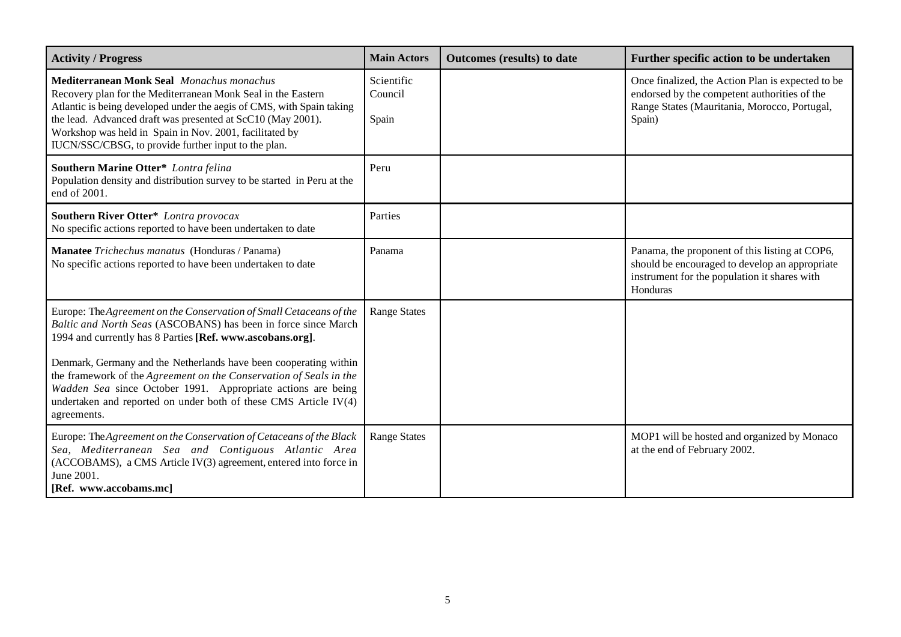| Activity / Progress | Main Actors | Outcomes (results) to date | Further specific action to be undertaken |
|---|---|---|---|
| **Mediterranean Monk Seal** *Monachus monachus*<br>Recovery plan for the Mediterranean Monk Seal in the Eastern Atlantic is being developed under the aegis of CMS, with Spain taking the lead. Advanced draft was presented at ScC10 (May 2001). Workshop was held in Spain in Nov. 2001, facilitated by IUCN/SSC/CBSG, to provide further input to the plan. | Scientific Council<br><br>Spain | | Once finalized, the Action Plan is expected to be endorsed by the competent authorities of the Range States (Mauritania, Morocco, Portugal, Spain) |
| **Southern Marine Otter*** *Lontra felina*<br>Population density and distribution survey to be started in Peru at the end of 2001. | Peru | | |
| **Southern River Otter*** *Lontra provocax*<br>No specific actions reported to have been undertaken to date | Parties | | |
| **Manatee** *Trichechus manatus* (Honduras / Panama)<br>No specific actions reported to have been undertaken to date | Panama | | Panama, the proponent of this listing at COP6, should be encouraged to develop an appropriate instrument for the population it shares with Honduras |
| Europe: The *Agreement on the Conservation of Small Cetaceans of the Baltic and North Seas* (ASCOBANS) has been in force since March 1994 and currently has 8 Parties **[Ref. www.ascobans.org]**.<br><br>Denmark, Germany and the Netherlands have been cooperating within the framework of the *Agreement on the Conservation of Seals in the Wadden Sea* since October 1991. Appropriate actions are being undertaken and reported on under both of these CMS Article IV(4) agreements. | Range States | | |
| Europe: The *Agreement on the Conservation of Cetaceans of the Black Sea, Mediterranean Sea and Contiguous Atlantic Area* (ACCOBAMS), a CMS Article IV(3) agreement, entered into force in June 2001.<br>**[Ref. www.accobams.mc]** | Range States | | MOP1 will be hosted and organized by Monaco at the end of February 2002. |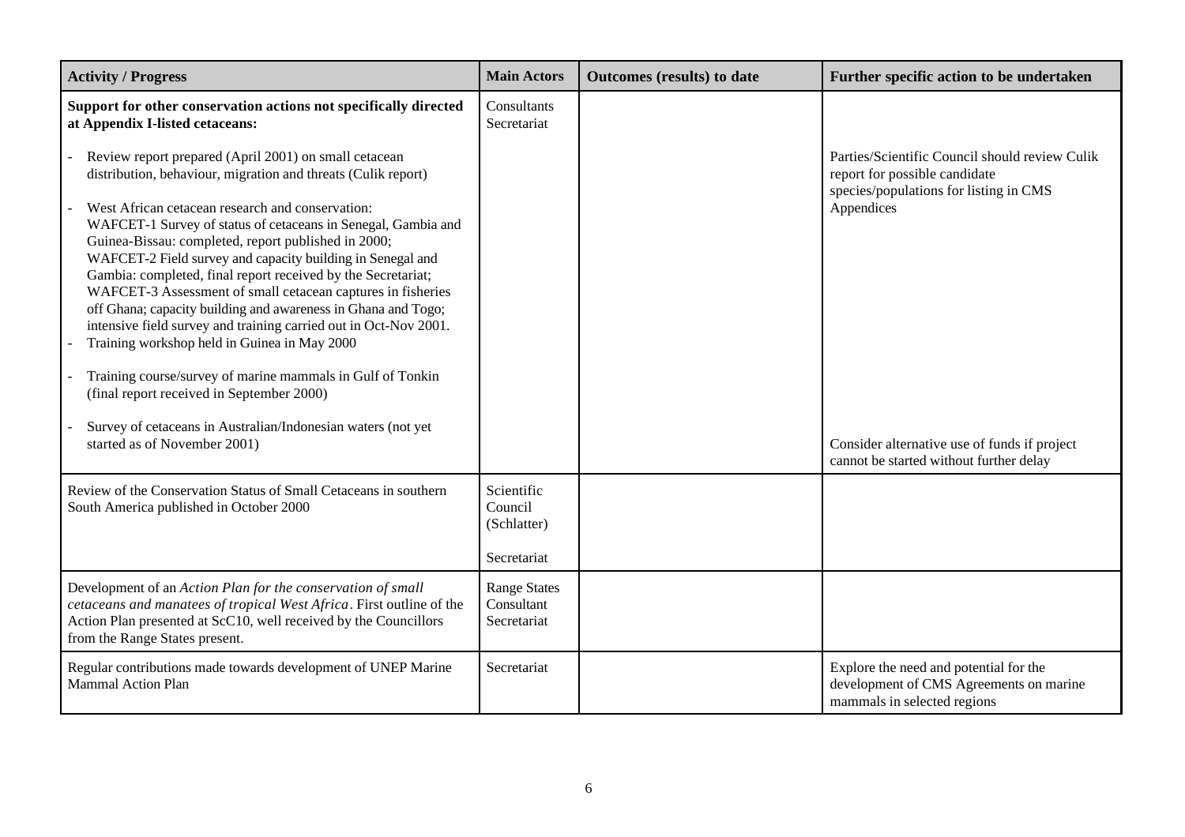| Activity / Progress | Main Actors | Outcomes (results) to date | Further specific action to be undertaken |
|---|---|---|---|
| **Support for other conservation actions not specifically directed at Appendix I-listed cetaceans:**<br><br>- Review report prepared (April 2001) on small cetacean distribution, behaviour, migration and threats (Culik report)<br><br>- West African cetacean research and conservation: WAFCET-1 Survey of status of cetaceans in Senegal, Gambia and Guinea-Bissau: completed, report published in 2000; WAFCET-2 Field survey and capacity building in Senegal and Gambia: completed, final report received by the Secretariat; WAFCET-3 Assessment of small cetacean captures in fisheries off Ghana; capacity building and awareness in Ghana and Togo; intensive field survey and training carried out in Oct-Nov 2001.<br>- Training workshop held in Guinea in May 2000<br><br>- Training course/survey of marine mammals in Gulf of Tonkin (final report received in September 2000)<br><br>- Survey of cetaceans in Australian/Indonesian waters (not yet started as of November 2001) | Consultants<br>Secretariat | | Parties/Scientific Council should review Culik report for possible candidate species/populations for listing in CMS Appendices<br><br>Consider alternative use of funds if project cannot be started without further delay |
| Review of the Conservation Status of Small Cetaceans in southern South America published in October 2000 | Scientific Council (Schlatter)<br><br>Secretariat | | |
| Development of an *Action Plan for the conservation of small cetaceans and manatees of tropical West Africa*. First outline of the Action Plan presented at ScC10, well received by the Councillors from the Range States present. | Range States<br>Consultant<br>Secretariat | | |
| Regular contributions made towards development of UNEP Marine Mammal Action Plan | Secretariat | | Explore the need and potential for the development of CMS Agreements on marine mammals in selected regions |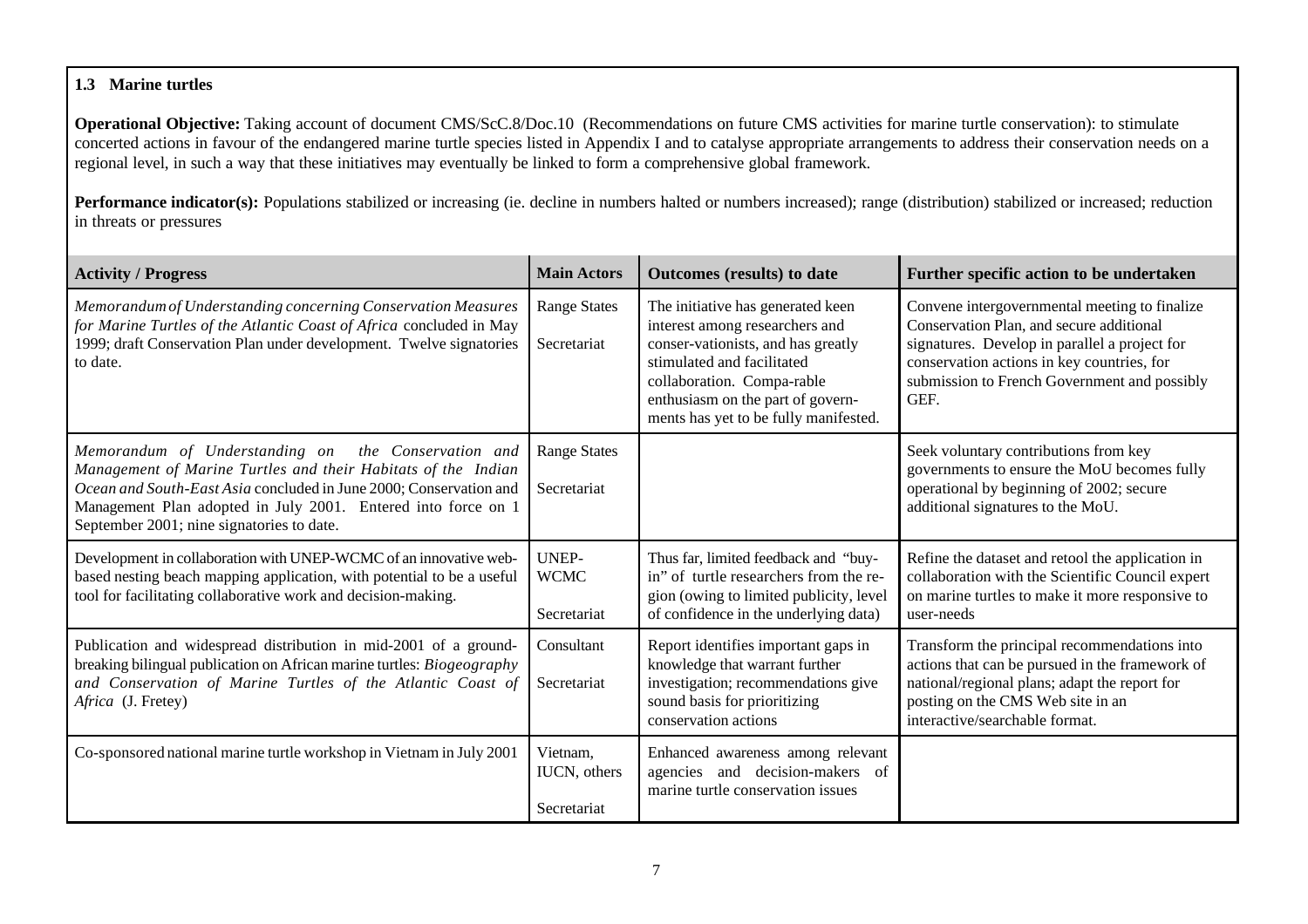**1.3 Marine turtles**

**Operational Objective:** Taking account of document CMS/ScC.8/Doc.10 (Recommendations on future CMS activities for marine turtle conservation): to stimulate concerted actions in favour of the endangered marine turtle species listed in Appendix I and to catalyse appropriate arrangements to address their conservation needs on a regional level, in such a way that these initiatives may eventually be linked to form a comprehensive global framework.

**Performance indicator(s):** Populations stabilized or increasing (ie. decline in numbers halted or numbers increased); range (distribution) stabilized or increased; reduction in threats or pressures

| Activity / Progress | Main Actors | Outcomes (results) to date | Further specific action to be undertaken |
|---|---|---|---|
| *Memorandum of Understanding concerning Conservation Measures for Marine Turtles of the Atlantic Coast of Africa* concluded in May 1999; draft Conservation Plan under development. Twelve signatories to date. | Range States<br><br>Secretariat | The initiative has generated keen interest among researchers and conser-vationists, and has greatly stimulated and facilitated collaboration. Compa-rable enthusiasm on the part of govern-ments has yet to be fully manifested. | Convene intergovernmental meeting to finalize Conservation Plan, and secure additional signatures. Develop in parallel a project for conservation actions in key countries, for submission to French Government and possibly GEF. |
| *Memorandum of Understanding on the Conservation and Management of Marine Turtles and their Habitats of the Indian Ocean and South-East Asia* concluded in June 2000; Conservation and Management Plan adopted in July 2001. Entered into force on 1 September 2001; nine signatories to date. | Range States<br><br>Secretariat | | Seek voluntary contributions from key governments to ensure the MoU becomes fully operational by beginning of 2002; secure additional signatures to the MoU. |
| Development in collaboration with UNEP-WCMC of an innovative web-based nesting beach mapping application, with potential to be a useful tool for facilitating collaborative work and decision-making. | UNEP-WCMC<br><br>Secretariat | Thus far, limited feedback and "buy-in" of turtle researchers from the re-gion (owing to limited publicity, level of confidence in the underlying data) | Refine the dataset and retool the application in collaboration with the Scientific Council expert on marine turtles to make it more responsive to user-needs |
| Publication and widespread distribution in mid-2001 of a ground-breaking bilingual publication on African marine turtles: *Biogeography and Conservation of Marine Turtles of the Atlantic Coast of Africa* (J. Fretey) | Consultant<br><br>Secretariat | Report identifies important gaps in knowledge that warrant further investigation; recommendations give sound basis for prioritizing conservation actions | Transform the principal recommendations into actions that can be pursued in the framework of national/regional plans; adapt the report for posting on the CMS Web site in an interactive/searchable format. |
| Co-sponsored national marine turtle workshop in Vietnam in July 2001 | Vietnam, IUCN, others<br><br>Secretariat | Enhanced awareness among relevant agencies and decision-makers of marine turtle conservation issues | |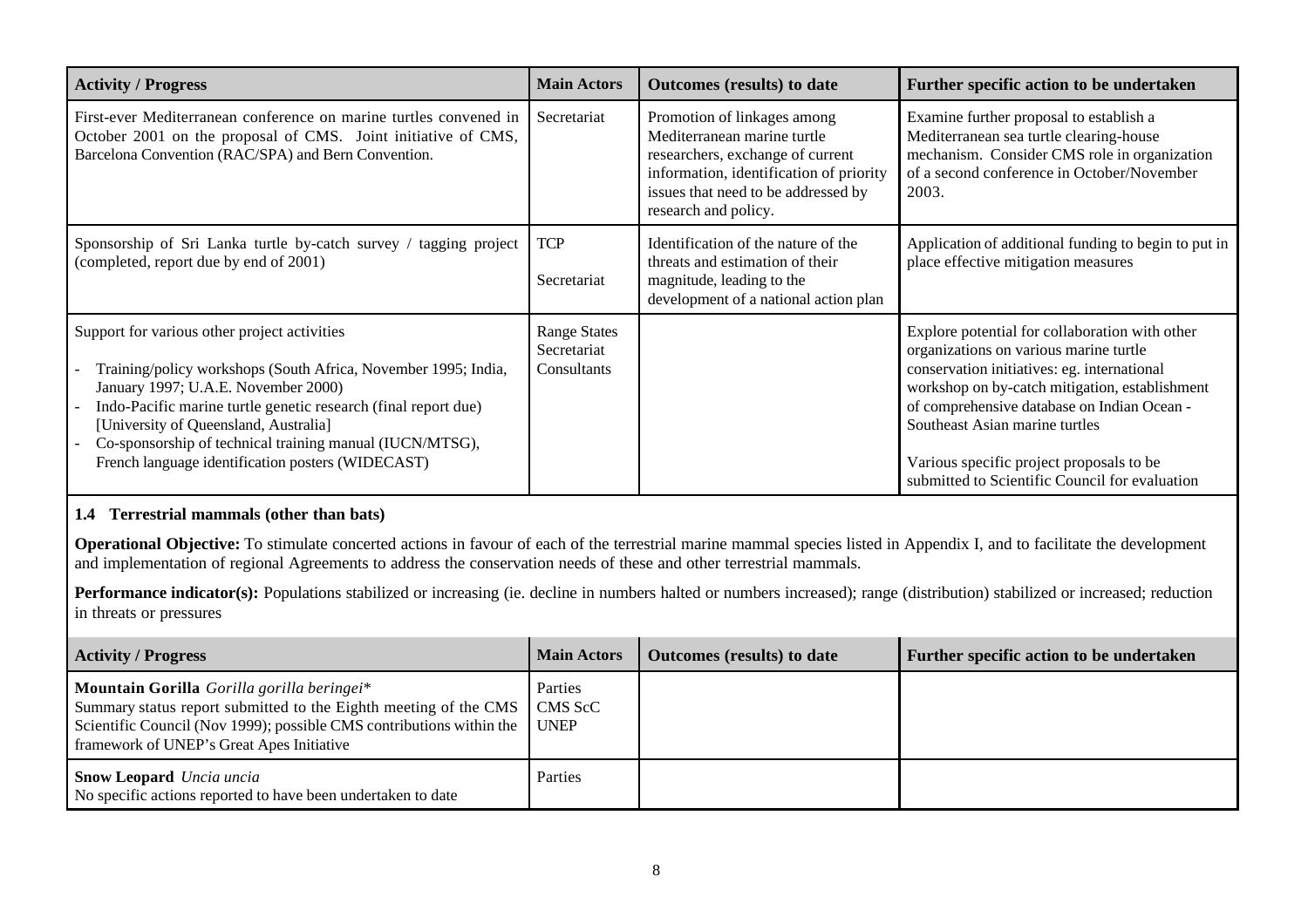| Activity / Progress | Main Actors | Outcomes (results) to date | Further specific action to be undertaken |
|---|---|---|---|
| First-ever Mediterranean conference on marine turtles convened in October 2001 on the proposal of CMS. Joint initiative of CMS, Barcelona Convention (RAC/SPA) and Bern Convention. | Secretariat | Promotion of linkages among Mediterranean marine turtle researchers, exchange of current information, identification of priority issues that need to be addressed by research and policy. | Examine further proposal to establish a Mediterranean sea turtle clearing-house mechanism. Consider CMS role in organization of a second conference in October/November 2003. |
| Sponsorship of Sri Lanka turtle by-catch survey / tagging project (completed, report due by end of 2001) | TCP<br><br>Secretariat | Identification of the nature of the threats and estimation of their magnitude, leading to the development of a national action plan | Application of additional funding to begin to put in place effective mitigation measures |
| Support for various other project activities<br>- Training/policy workshops (South Africa, November 1995; India, January 1997; U.A.E. November 2000)<br>- Indo-Pacific marine turtle genetic research (final report due) [University of Queensland, Australia]<br>- Co-sponsorship of technical training manual (IUCN/MTSG), French language identification posters (WIDECAST) | Range States<br>Secretariat<br>Consultants | | Explore potential for collaboration with other organizations on various marine turtle conservation initiatives: eg. international workshop on by-catch mitigation, establishment of comprehensive database on Indian Ocean - Southeast Asian marine turtles<br><br>Various specific project proposals to be submitted to Scientific Council for evaluation |

### 1.4 Terrestrial mammals (other than bats)

**Operational Objective:** To stimulate concerted actions in favour of each of the terrestrial marine mammal species listed in Appendix I, and to facilitate the development and implementation of regional Agreements to address the conservation needs of these and other terrestrial mammals.

**Performance indicator(s):** Populations stabilized or increasing (ie. decline in numbers halted or numbers increased); range (distribution) stabilized or increased; reduction in threats or pressures

| Activity / Progress | Main Actors | Outcomes (results) to date | Further specific action to be undertaken |
|---|---|---|---|
| **Mountain Gorilla** *Gorilla gorilla beringei\**<br>Summary status report submitted to the Eighth meeting of the CMS Scientific Council (Nov 1999); possible CMS contributions within the framework of UNEP's Great Apes Initiative | Parties<br>CMS ScC<br>UNEP | | |
| **Snow Leopard** *Uncia uncia*<br>No specific actions reported to have been undertaken to date | Parties | | |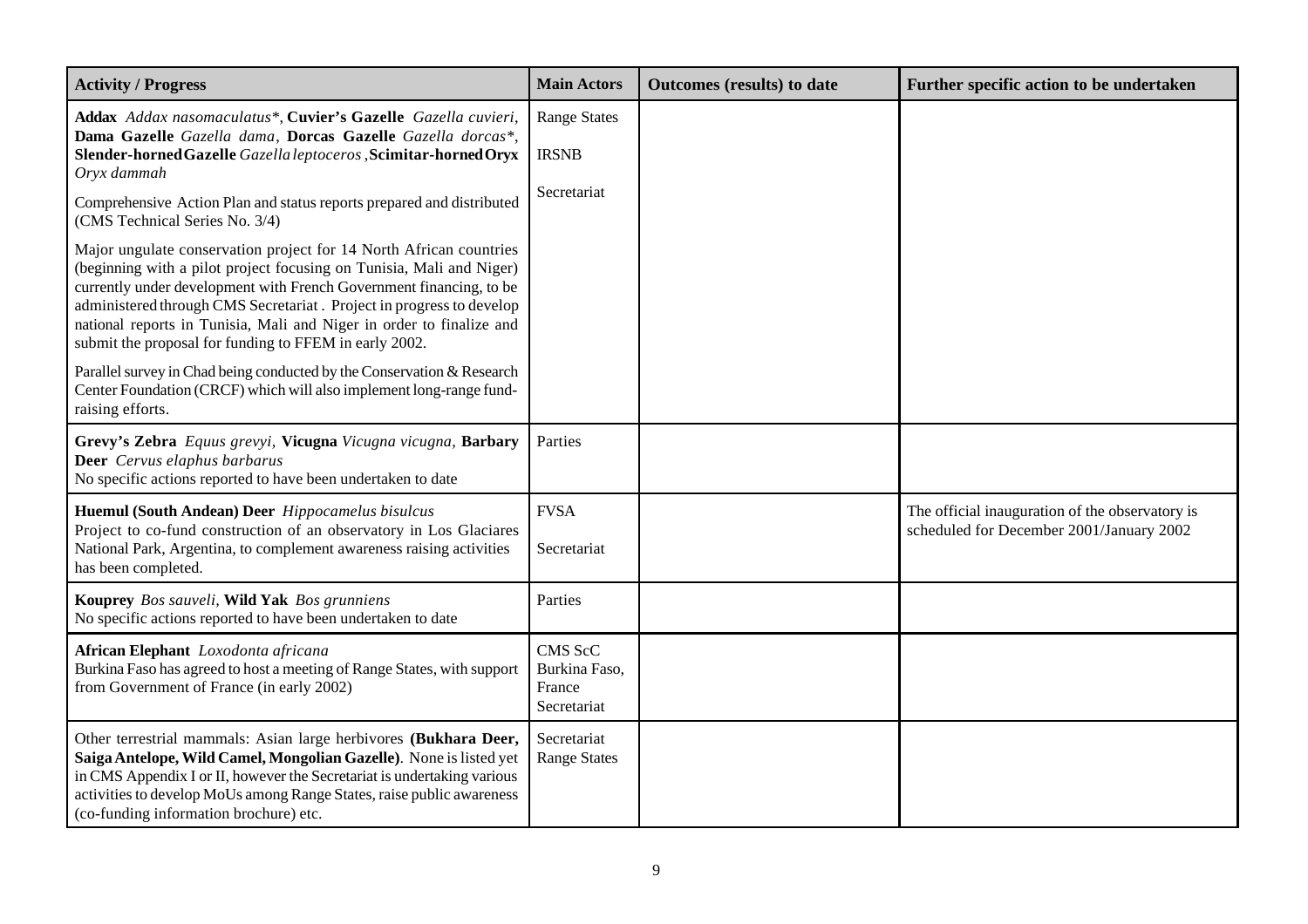| **Activity / Progress** | **Main Actors** | **Outcomes (results) to date** | **Further specific action to be undertaken** |
|---|---|---|---|
| **Addax** *Addax nasomaculatus\**, **Cuvier's Gazelle** *Gazella cuvieri*, **Dama Gazelle** *Gazella dama*, **Dorcas Gazelle** *Gazella dorcas\**, **Slender-horned Gazelle** *Gazella leptoceros* ,**Scimitar-horned Oryx** *Oryx dammah*<br><br>Comprehensive Action Plan and status reports prepared and distributed (CMS Technical Series No. 3/4)<br><br>Major ungulate conservation project for 14 North African countries (beginning with a pilot project focusing on Tunisia, Mali and Niger) currently under development with French Government financing, to be administered through CMS Secretariat . Project in progress to develop national reports in Tunisia, Mali and Niger in order to finalize and submit the proposal for funding to FFEM in early 2002.<br><br>Parallel survey in Chad being conducted by the Conservation & Research Center Foundation (CRCF) which will also implement long-range fund-raising efforts. | Range States<br><br>IRSNB<br><br>Secretariat | | |
| **Grevy's Zebra** *Equus grevyi*, **Vicugna** *Vicugna vicugna*, **Barbary Deer** *Cervus elaphus barbarus*<br>No specific actions reported to have been undertaken to date | Parties | | |
| **Huemul (South Andean) Deer** *Hippocamelus bisulcus*<br>Project to co-fund construction of an observatory in Los Glaciares National Park, Argentina, to complement awareness raising activities has been completed. | FVSA<br><br>Secretariat | | The official inauguration of the observatory is scheduled for December 2001/January 2002 |
| **Kouprey** *Bos sauveli*, **Wild Yak** *Bos grunniens*<br>No specific actions reported to have been undertaken to date | Parties | | |
| **African Elephant** *Loxodonta africana*<br>Burkina Faso has agreed to host a meeting of Range States, with support from Government of France (in early 2002) | CMS ScC<br>Burkina Faso,<br>France<br>Secretariat | | |
| Other terrestrial mammals: Asian large herbivores **(Bukhara Deer, Saiga Antelope, Wild Camel, Mongolian Gazelle)**. None is listed yet in CMS Appendix I or II, however the Secretariat is undertaking various activities to develop MoUs among Range States, raise public awareness (co-funding information brochure) etc. | Secretariat<br>Range States | | |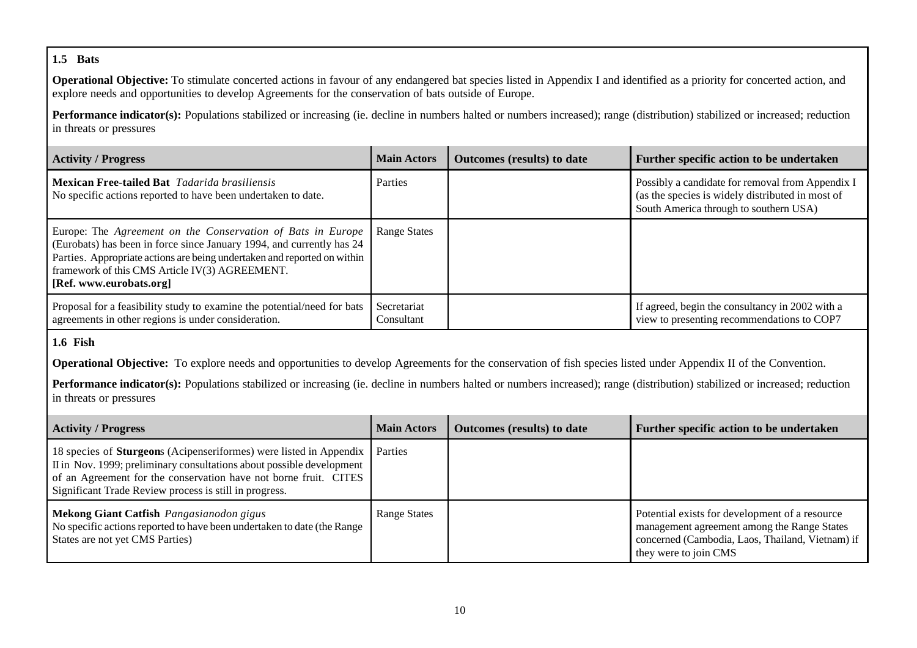### 1.5 Bats

**Operational Objective:** To stimulate concerted actions in favour of any endangered bat species listed in Appendix I and identified as a priority for concerted action, and explore needs and opportunities to develop Agreements for the conservation of bats outside of Europe.

**Performance indicator(s):** Populations stabilized or increasing (ie. decline in numbers halted or numbers increased); range (distribution) stabilized or increased; reduction in threats or pressures

| Activity / Progress | Main Actors | Outcomes (results) to date | Further specific action to be undertaken |
|---|---|---|---|
| **Mexican Free-tailed Bat** *Tadarida brasiliensis*<br>No specific actions reported to have been undertaken to date. | Parties | | Possibly a candidate for removal from Appendix I (as the species is widely distributed in most of South America through to southern USA) |
| Europe: The *Agreement on the Conservation of Bats in Europe* (Eurobats) has been in force since January 1994, and currently has 24 Parties. Appropriate actions are being undertaken and reported on within framework of this CMS Article IV(3) AGREEMENT.<br>**[Ref. www.eurobats.org]** | Range States | | |
| Proposal for a feasibility study to examine the potential/need for bats agreements in other regions is under consideration. | Secretariat<br>Consultant | | If agreed, begin the consultancy in 2002 with a view to presenting recommendations to COP7 |

### 1.6 Fish

**Operational Objective:** To explore needs and opportunities to develop Agreements for the conservation of fish species listed under Appendix II of the Convention.

**Performance indicator(s):** Populations stabilized or increasing (ie. decline in numbers halted or numbers increased); range (distribution) stabilized or increased; reduction in threats or pressures

| Activity / Progress | Main Actors | Outcomes (results) to date | Further specific action to be undertaken |
|---|---|---|---|
| 18 species of **Sturgeon**s (Acipenseriformes) were listed in Appendix II in Nov. 1999; preliminary consultations about possible development of an Agreement for the conservation have not borne fruit. CITES Significant Trade Review process is still in progress. | Parties | | |
| **Mekong Giant Catfish** *Pangasianodon gigus*<br>No specific actions reported to have been undertaken to date (the Range States are not yet CMS Parties) | Range States | | Potential exists for development of a resource management agreement among the Range States concerned (Cambodia, Laos, Thailand, Vietnam) if they were to join CMS |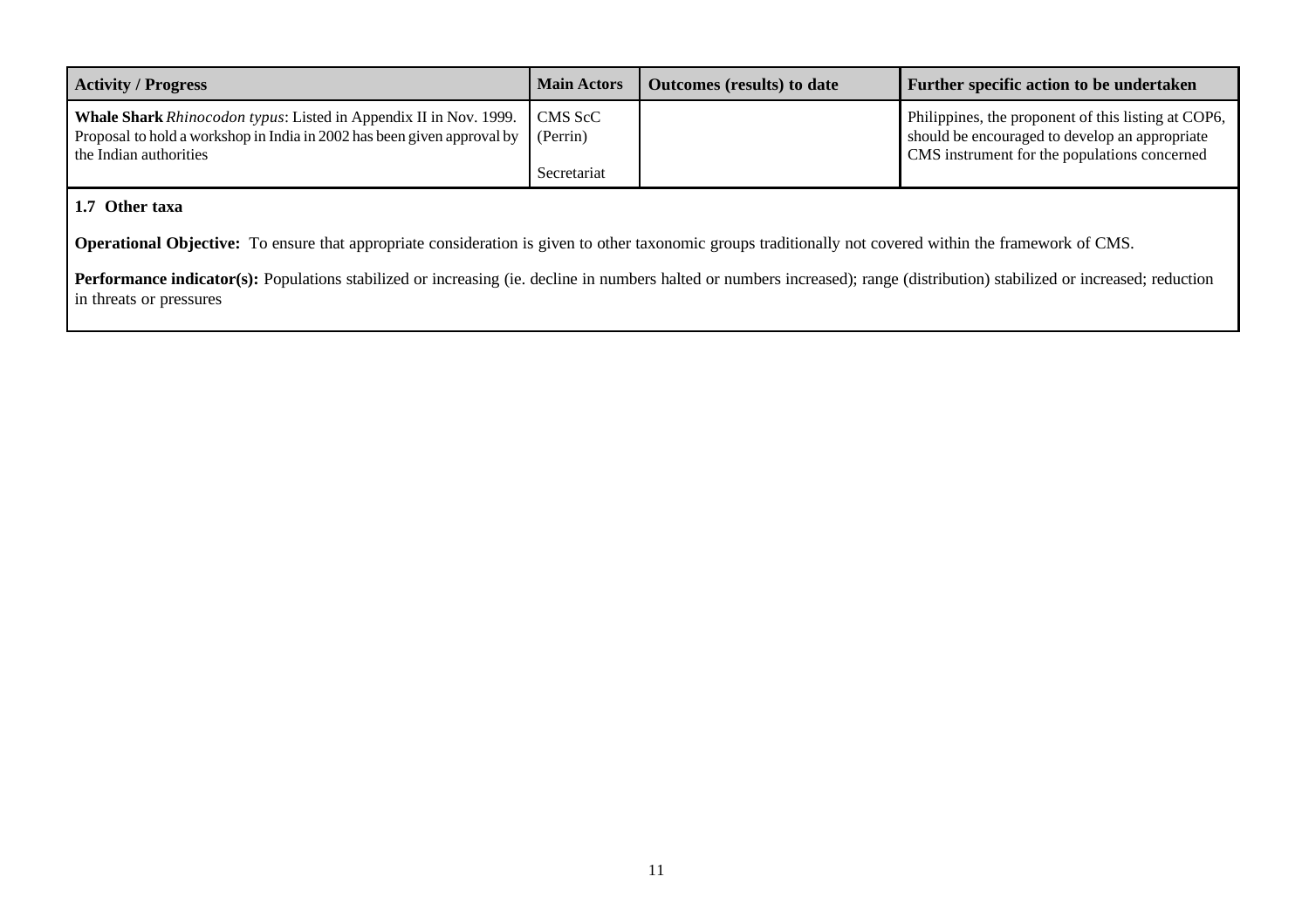| Activity / Progress | Main Actors | Outcomes (results) to date | Further specific action to be undertaken |
|---|---|---|---|
| **Whale Shark** *Rhinocodon typus*: Listed in Appendix II in Nov. 1999. Proposal to hold a workshop in India in 2002 has been given approval by the Indian authorities | CMS ScC (Perrin)<br><br>Secretariat | | Philippines, the proponent of this listing at COP6, should be encouraged to develop an appropriate CMS instrument for the populations concerned |

**1.7 Other taxa**

**Operational Objective:** To ensure that appropriate consideration is given to other taxonomic groups traditionally not covered within the framework of CMS.

**Performance indicator(s):** Populations stabilized or increasing (ie. decline in numbers halted or numbers increased); range (distribution) stabilized or increased; reduction in threats or pressures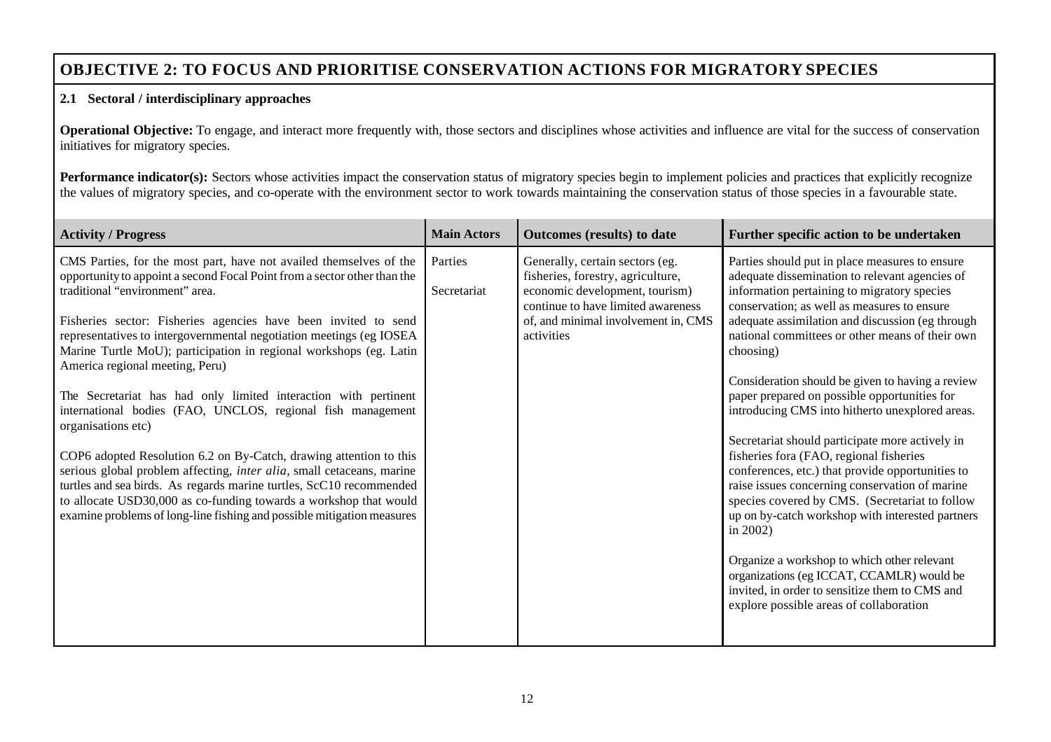## OBJECTIVE 2: TO FOCUS AND PRIORITISE CONSERVATION ACTIONS FOR MIGRATORY SPECIES

### 2.1 Sectoral / interdisciplinary approaches

**Operational Objective:** To engage, and interact more frequently with, those sectors and disciplines whose activities and influence are vital for the success of conservation initiatives for migratory species.

**Performance indicator(s):** Sectors whose activities impact the conservation status of migratory species begin to implement policies and practices that explicitly recognize the values of migratory species, and co-operate with the environment sector to work towards maintaining the conservation status of those species in a favourable state.

| Activity / Progress | Main Actors | Outcomes (results) to date | Further specific action to be undertaken |
|---|---|---|---|
| CMS Parties, for the most part, have not availed themselves of the opportunity to appoint a second Focal Point from a sector other than the traditional "environment" area.<br><br>Fisheries sector: Fisheries agencies have been invited to send representatives to intergovernmental negotiation meetings (eg IOSEA Marine Turtle MoU); participation in regional workshops (eg. Latin America regional meeting, Peru)<br><br>The Secretariat has had only limited interaction with pertinent international bodies (FAO, UNCLOS, regional fish management organisations etc)<br><br>COP6 adopted Resolution 6.2 on By-Catch, drawing attention to this serious global problem affecting, *inter alia*, small cetaceans, marine turtles and sea birds. As regards marine turtles, ScC10 recommended to allocate USD30,000 as co-funding towards a workshop that would examine problems of long-line fishing and possible mitigation measures | Parties<br><br>Secretariat | Generally, certain sectors (eg. fisheries, forestry, agriculture, economic development, tourism) continue to have limited awareness of, and minimal involvement in, CMS activities | Parties should put in place measures to ensure adequate dissemination to relevant agencies of information pertaining to migratory species conservation; as well as measures to ensure adequate assimilation and discussion (eg through national committees or other means of their own choosing)<br><br>Consideration should be given to having a review paper prepared on possible opportunities for introducing CMS into hitherto unexplored areas.<br><br>Secretariat should participate more actively in fisheries fora (FAO, regional fisheries conferences, etc.) that provide opportunities to raise issues concerning conservation of marine species covered by CMS. (Secretariat to follow up on by-catch workshop with interested partners in 2002)<br><br>Organize a workshop to which other relevant organizations (eg ICCAT, CCAMLR) would be invited, in order to sensitize them to CMS and explore possible areas of collaboration |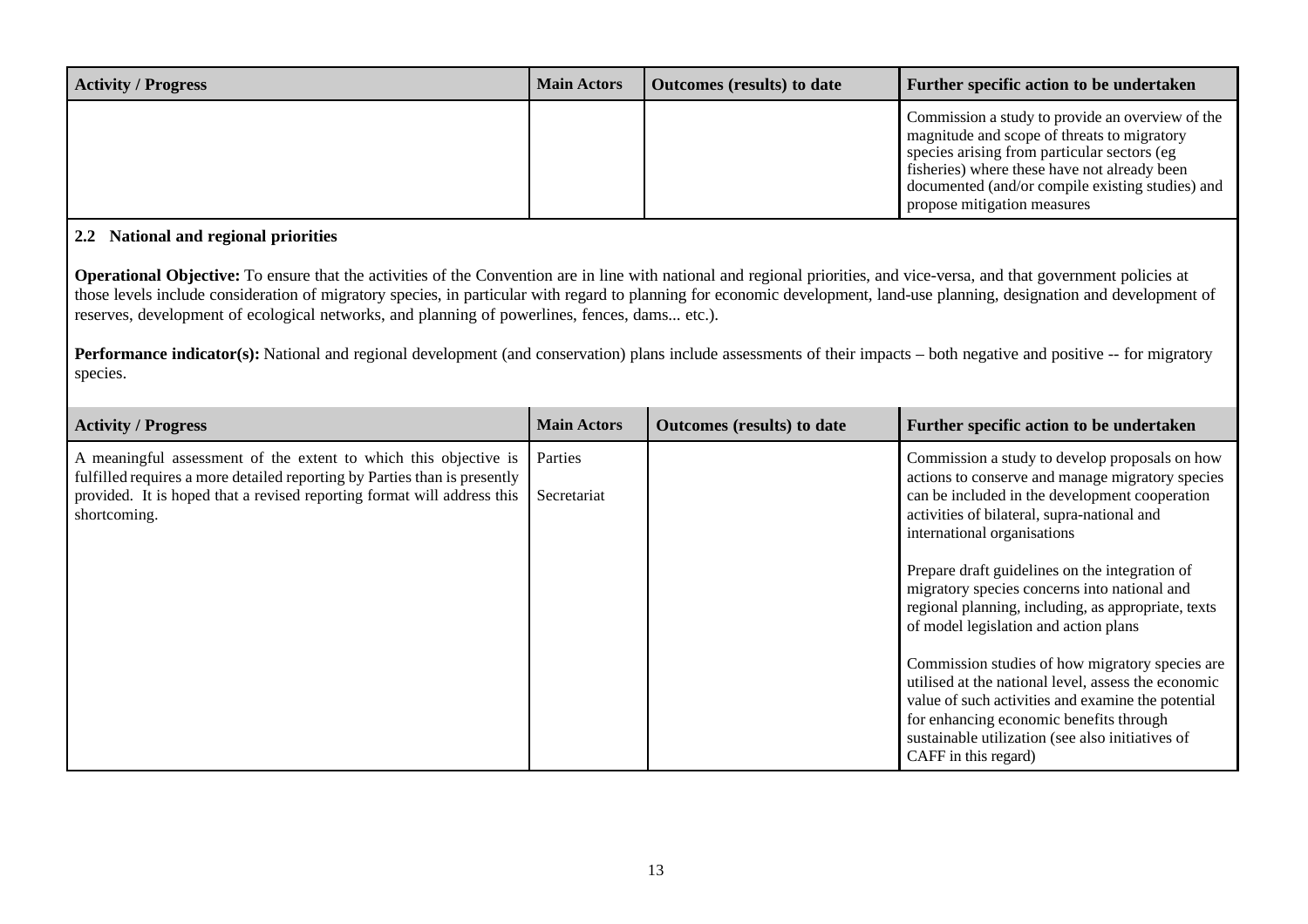| Activity / Progress | Main Actors | Outcomes (results) to date | Further specific action to be undertaken |
|---|---|---|---|
| | | | Commission a study to provide an overview of the magnitude and scope of threats to migratory species arising from particular sectors (eg fisheries) where these have not already been documented (and/or compile existing studies) and propose mitigation measures |

**2.2 National and regional priorities**

**Operational Objective:** To ensure that the activities of the Convention are in line with national and regional priorities, and vice-versa, and that government policies at those levels include consideration of migratory species, in particular with regard to planning for economic development, land-use planning, designation and development of reserves, development of ecological networks, and planning of powerlines, fences, dams... etc.).

**Performance indicator(s):** National and regional development (and conservation) plans include assessments of their impacts – both negative and positive -- for migratory species.

| Activity / Progress | Main Actors | Outcomes (results) to date | Further specific action to be undertaken |
|---|---|---|---|
| A meaningful assessment of the extent to which this objective is fulfilled requires a more detailed reporting by Parties than is presently provided. It is hoped that a revised reporting format will address this shortcoming. | Parties<br><br>Secretariat | | Commission a study to develop proposals on how actions to conserve and manage migratory species can be included in the development cooperation activities of bilateral, supra-national and international organisations<br><br>Prepare draft guidelines on the integration of migratory species concerns into national and regional planning, including, as appropriate, texts of model legislation and action plans<br><br>Commission studies of how migratory species are utilised at the national level, assess the economic value of such activities and examine the potential for enhancing economic benefits through sustainable utilization (see also initiatives of CAFF in this regard) |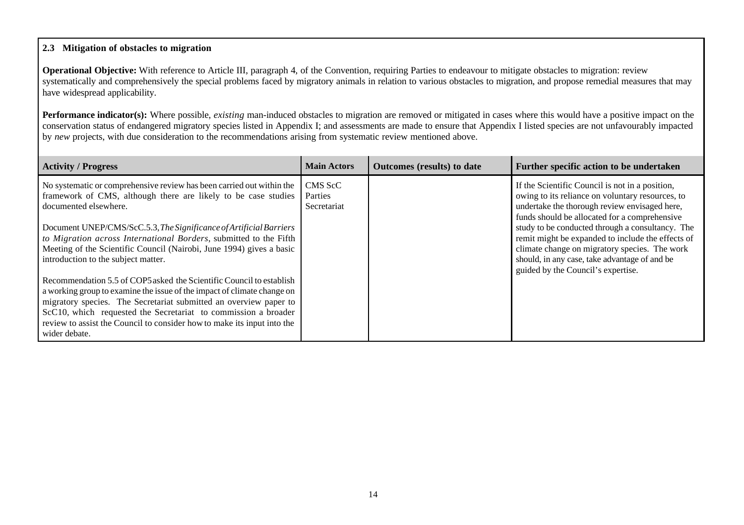**2.3 Mitigation of obstacles to migration**

**Operational Objective:** With reference to Article III, paragraph 4, of the Convention, requiring Parties to endeavour to mitigate obstacles to migration: review systematically and comprehensively the special problems faced by migratory animals in relation to various obstacles to migration, and propose remedial measures that may have widespread applicability.

**Performance indicator(s):** Where possible, *existing* man-induced obstacles to migration are removed or mitigated in cases where this would have a positive impact on the conservation status of endangered migratory species listed in Appendix I; and assessments are made to ensure that Appendix I listed species are not unfavourably impacted by *new* projects, with due consideration to the recommendations arising from systematic review mentioned above.

| Activity / Progress | Main Actors | Outcomes (results) to date | Further specific action to be undertaken |
|---|---|---|---|
| No systematic or comprehensive review has been carried out within the framework of CMS, although there are likely to be case studies documented elsewhere.<br><br>Document UNEP/CMS/ScC.5.3, *The Significance of Artificial Barriers to Migration across International Borders*, submitted to the Fifth Meeting of the Scientific Council (Nairobi, June 1994) gives a basic introduction to the subject matter.<br><br>Recommendation 5.5 of COP5 asked the Scientific Council to establish a working group to examine the issue of the impact of climate change on migratory species. The Secretariat submitted an overview paper to ScC10, which requested the Secretariat to commission a broader review to assist the Council to consider how to make its input into the wider debate. | CMS ScC<br>Parties<br>Secretariat | | If the Scientific Council is not in a position, owing to its reliance on voluntary resources, to undertake the thorough review envisaged here, funds should be allocated for a comprehensive study to be conducted through a consultancy. The remit might be expanded to include the effects of climate change on migratory species. The work should, in any case, take advantage of and be guided by the Council's expertise. |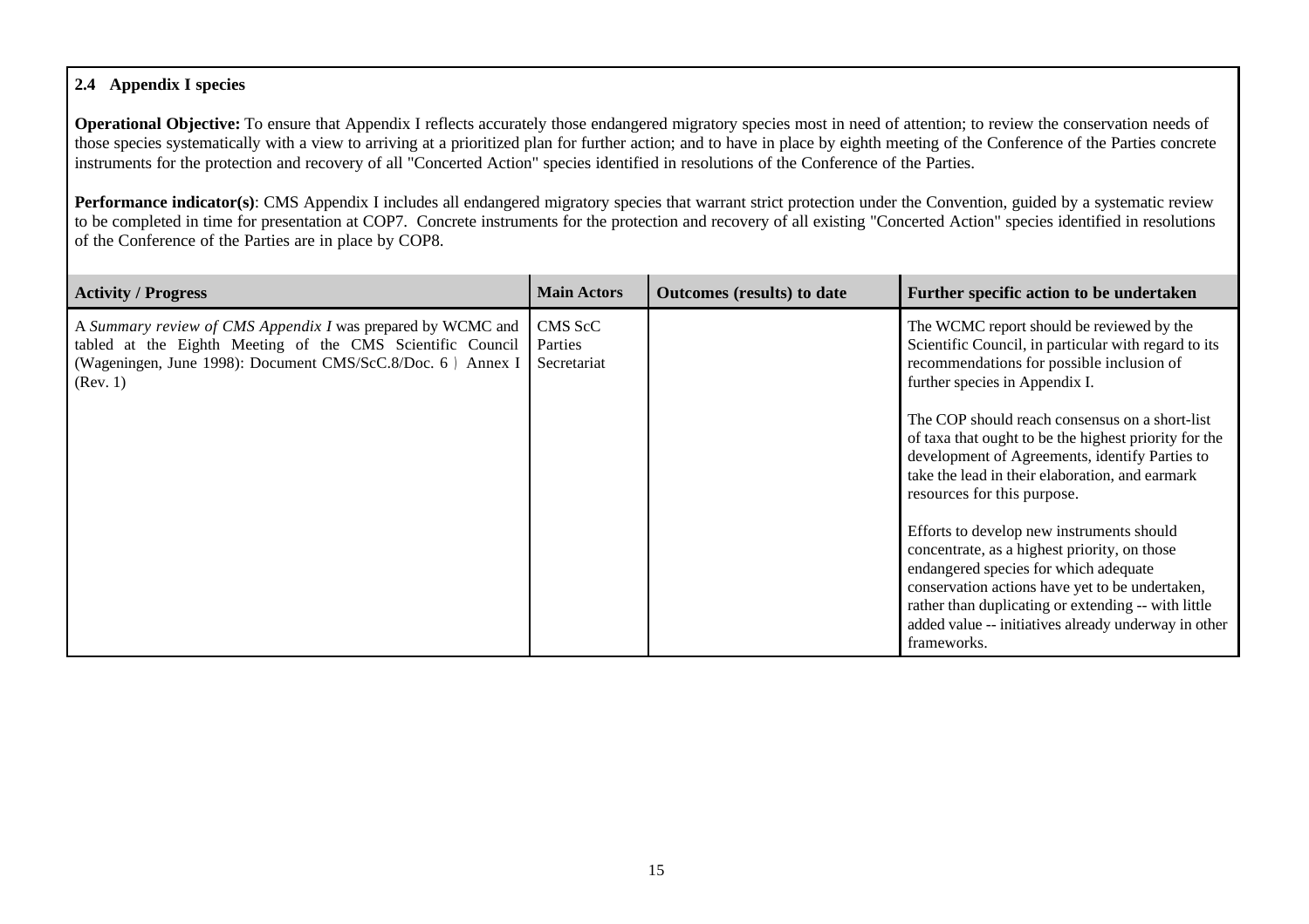**2.4 Appendix I species**

**Operational Objective:** To ensure that Appendix I reflects accurately those endangered migratory species most in need of attention; to review the conservation needs of those species systematically with a view to arriving at a prioritized plan for further action; and to have in place by eighth meeting of the Conference of the Parties concrete instruments for the protection and recovery of all "Concerted Action" species identified in resolutions of the Conference of the Parties.

**Performance indicator(s)**: CMS Appendix I includes all endangered migratory species that warrant strict protection under the Convention, guided by a systematic review to be completed in time for presentation at COP7. Concrete instruments for the protection and recovery of all existing "Concerted Action" species identified in resolutions of the Conference of the Parties are in place by COP8.

| Activity / Progress | Main Actors | Outcomes (results) to date | Further specific action to be undertaken |
|---|---|---|---|
| A *Summary review of CMS Appendix I* was prepared by WCMC and tabled at the Eighth Meeting of the CMS Scientific Council (Wageningen, June 1998): Document CMS/ScC.8/Doc. 6 ) Annex I (Rev. 1) | CMS ScC<br>Parties<br>Secretariat | | The WCMC report should be reviewed by the Scientific Council, in particular with regard to its recommendations for possible inclusion of further species in Appendix I.<br><br>The COP should reach consensus on a short-list of taxa that ought to be the highest priority for the development of Agreements, identify Parties to take the lead in their elaboration, and earmark resources for this purpose.<br><br>Efforts to develop new instruments should concentrate, as a highest priority, on those endangered species for which adequate conservation actions have yet to be undertaken, rather than duplicating or extending -- with little added value -- initiatives already underway in other frameworks. |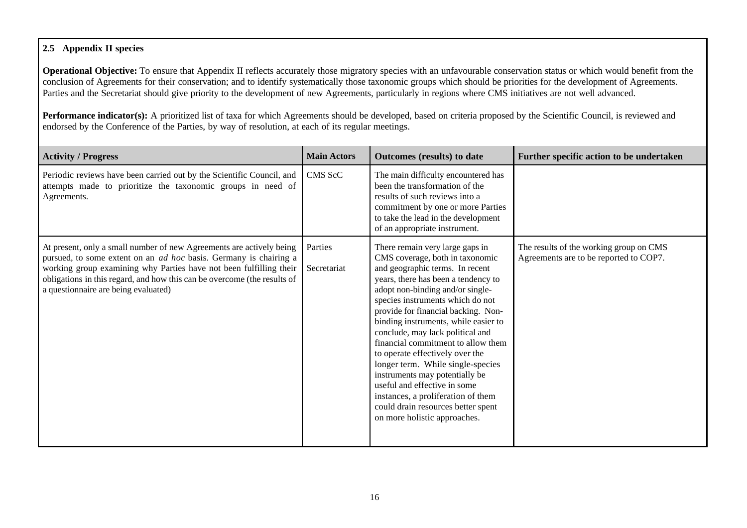**2.5 Appendix II species**

**Operational Objective:** To ensure that Appendix II reflects accurately those migratory species with an unfavourable conservation status or which would benefit from the conclusion of Agreements for their conservation; and to identify systematically those taxonomic groups which should be priorities for the development of Agreements. Parties and the Secretariat should give priority to the development of new Agreements, particularly in regions where CMS initiatives are not well advanced.

**Performance indicator(s):** A prioritized list of taxa for which Agreements should be developed, based on criteria proposed by the Scientific Council, is reviewed and endorsed by the Conference of the Parties, by way of resolution, at each of its regular meetings.

| Activity / Progress | Main Actors | Outcomes (results) to date | Further specific action to be undertaken |
|---|---|---|---|
| Periodic reviews have been carried out by the Scientific Council, and attempts made to prioritize the taxonomic groups in need of Agreements. | CMS ScC | The main difficulty encountered has been the transformation of the results of such reviews into a commitment by one or more Parties to take the lead in the development of an appropriate instrument. | |
| At present, only a small number of new Agreements are actively being pursued, to some extent on an *ad hoc* basis. Germany is chairing a working group examining why Parties have not been fulfilling their obligations in this regard, and how this can be overcome (the results of a questionnaire are being evaluated) | Parties<br><br>Secretariat | There remain very large gaps in CMS coverage, both in taxonomic and geographic terms. In recent years, there has been a tendency to adopt non-binding and/or single-species instruments which do not provide for financial backing. Non-binding instruments, while easier to conclude, may lack political and financial commitment to allow them to operate effectively over the longer term. While single-species instruments may potentially be useful and effective in some instances, a proliferation of them could drain resources better spent on more holistic approaches. | The results of the working group on CMS Agreements are to be reported to COP7. |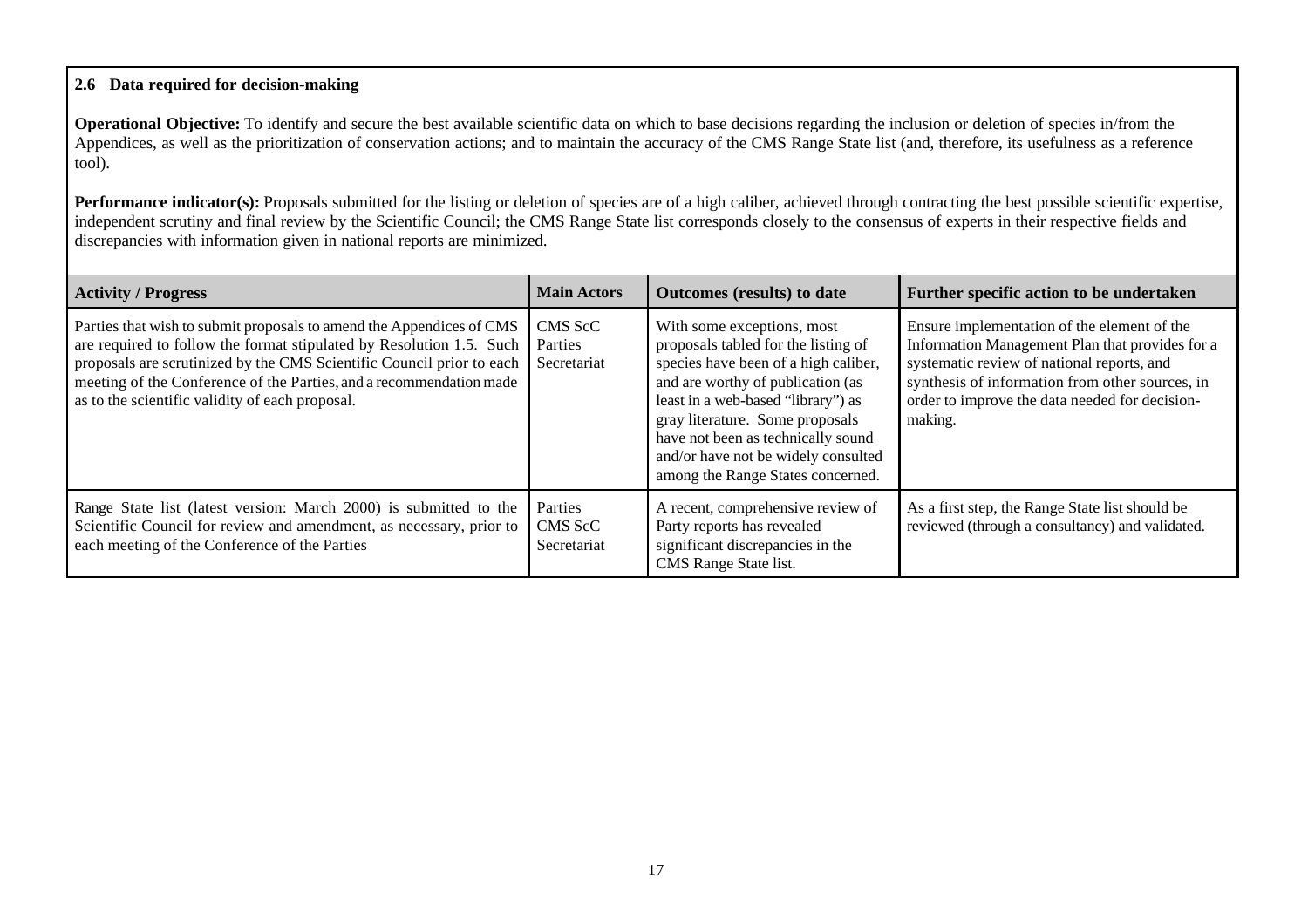## 2.6 Data required for decision-making

**Operational Objective:** To identify and secure the best available scientific data on which to base decisions regarding the inclusion or deletion of species in/from the Appendices, as well as the prioritization of conservation actions; and to maintain the accuracy of the CMS Range State list (and, therefore, its usefulness as a reference tool).

**Performance indicator(s):** Proposals submitted for the listing or deletion of species are of a high caliber, achieved through contracting the best possible scientific expertise, independent scrutiny and final review by the Scientific Council; the CMS Range State list corresponds closely to the consensus of experts in their respective fields and discrepancies with information given in national reports are minimized.

| Activity / Progress | Main Actors | Outcomes (results) to date | Further specific action to be undertaken |
|---|---|---|---|
| Parties that wish to submit proposals to amend the Appendices of CMS are required to follow the format stipulated by Resolution 1.5. Such proposals are scrutinized by the CMS Scientific Council prior to each meeting of the Conference of the Parties, and a recommendation made as to the scientific validity of each proposal. | CMS ScC<br>Parties<br>Secretariat | With some exceptions, most proposals tabled for the listing of species have been of a high caliber, and are worthy of publication (as least in a web-based "library") as gray literature. Some proposals have not been as technically sound and/or have not be widely consulted among the Range States concerned. | Ensure implementation of the element of the Information Management Plan that provides for a systematic review of national reports, and synthesis of information from other sources, in order to improve the data needed for decision-making. |
| Range State list (latest version: March 2000) is submitted to the Scientific Council for review and amendment, as necessary, prior to each meeting of the Conference of the Parties | Parties<br>CMS ScC<br>Secretariat | A recent, comprehensive review of Party reports has revealed significant discrepancies in the CMS Range State list. | As a first step, the Range State list should be reviewed (through a consultancy) and validated. |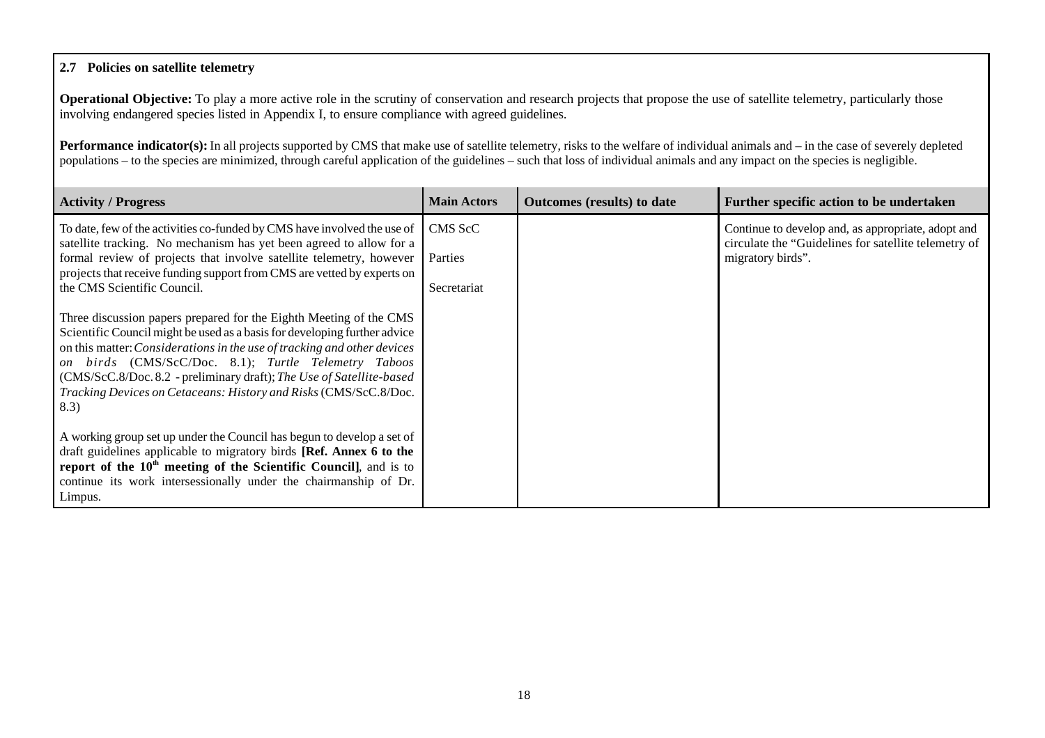**2.7 Policies on satellite telemetry**

**Operational Objective:** To play a more active role in the scrutiny of conservation and research projects that propose the use of satellite telemetry, particularly those involving endangered species listed in Appendix I, to ensure compliance with agreed guidelines.

**Performance indicator(s):** In all projects supported by CMS that make use of satellite telemetry, risks to the welfare of individual animals and – in the case of severely depleted populations – to the species are minimized, through careful application of the guidelines – such that loss of individual animals and any impact on the species is negligible.

| Activity / Progress | Main Actors | Outcomes (results) to date | Further specific action to be undertaken |
|---|---|---|---|
| To date, few of the activities co-funded by CMS have involved the use of satellite tracking. No mechanism has yet been agreed to allow for a formal review of projects that involve satellite telemetry, however projects that receive funding support from CMS are vetted by experts on the CMS Scientific Council.<br><br>Three discussion papers prepared for the Eighth Meeting of the CMS Scientific Council might be used as a basis for developing further advice on this matter: *Considerations in the use of tracking and other devices on birds* (CMS/ScC/Doc. 8.1); *Turtle Telemetry Taboos* (CMS/ScC.8/Doc. 8.2 - preliminary draft); *The Use of Satellite-based Tracking Devices on Cetaceans: History and Risks* (CMS/ScC.8/Doc. 8.3)<br><br>A working group set up under the Council has begun to develop a set of draft guidelines applicable to migratory birds **[Ref. Annex 6 to the report of the 10th meeting of the Scientific Council]**, and is to continue its work intersessionally under the chairmanship of Dr. Limpus. | CMS ScC<br><br>Parties<br><br>Secretariat | | Continue to develop and, as appropriate, adopt and circulate the "Guidelines for satellite telemetry of migratory birds". |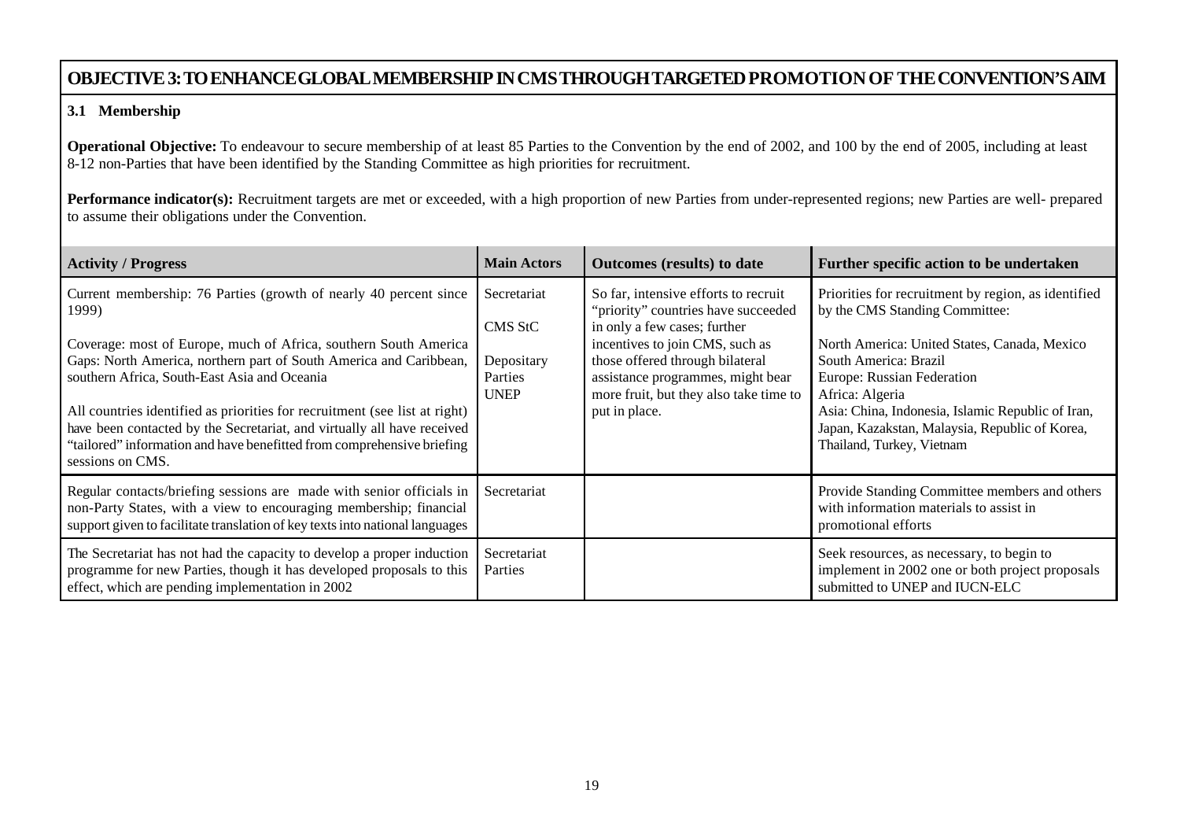## OBJECTIVE 3: TO ENHANCE GLOBAL MEMBERSHIP IN CMS THROUGH TARGETED PROMOTION OF THE CONVENTION'S AIM

### 3.1 Membership

**Operational Objective:** To endeavour to secure membership of at least 85 Parties to the Convention by the end of 2002, and 100 by the end of 2005, including at least 8-12 non-Parties that have been identified by the Standing Committee as high priorities for recruitment.

**Performance indicator(s):** Recruitment targets are met or exceeded, with a high proportion of new Parties from under-represented regions; new Parties are well- prepared to assume their obligations under the Convention.

| Activity / Progress | Main Actors | Outcomes (results) to date | Further specific action to be undertaken |
|---|---|---|---|
| Current membership: 76 Parties (growth of nearly 40 percent since 1999)<br><br>Coverage: most of Europe, much of Africa, southern South America<br>Gaps: North America, northern part of South America and Caribbean, southern Africa, South-East Asia and Oceania<br><br>All countries identified as priorities for recruitment (see list at right) have been contacted by the Secretariat, and virtually all have received "tailored" information and have benefitted from comprehensive briefing sessions on CMS. | Secretariat<br><br>CMS StC<br><br>Depositary<br>Parties<br>UNEP | So far, intensive efforts to recruit "priority" countries have succeeded in only a few cases; further incentives to join CMS, such as those offered through bilateral assistance programmes, might bear more fruit, but they also take time to put in place. | Priorities for recruitment by region, as identified by the CMS Standing Committee:<br><br>North America: United States, Canada, Mexico<br>South America: Brazil<br>Europe: Russian Federation<br>Africa: Algeria<br>Asia: China, Indonesia, Islamic Republic of Iran, Japan, Kazakstan, Malaysia, Republic of Korea, Thailand, Turkey, Vietnam |
| Regular contacts/briefing sessions are made with senior officials in non-Party States, with a view to encouraging membership; financial support given to facilitate translation of key texts into national languages | Secretariat | | Provide Standing Committee members and others with information materials to assist in promotional efforts |
| The Secretariat has not had the capacity to develop a proper induction programme for new Parties, though it has developed proposals to this effect, which are pending implementation in 2002 | Secretariat<br>Parties | | Seek resources, as necessary, to begin to implement in 2002 one or both project proposals submitted to UNEP and IUCN-ELC |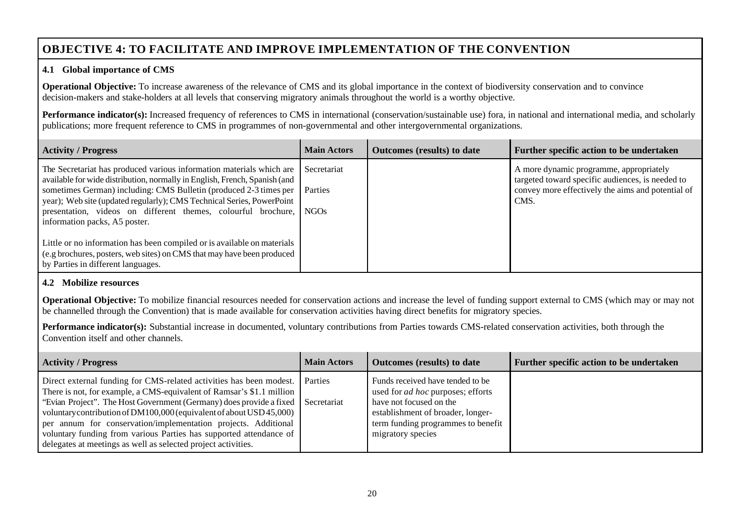## OBJECTIVE 4: TO FACILITATE AND IMPROVE IMPLEMENTATION OF THE CONVENTION

### 4.1 Global importance of CMS

**Operational Objective:** To increase awareness of the relevance of CMS and its global importance in the context of biodiversity conservation and to convince decision-makers and stake-holders at all levels that conserving migratory animals throughout the world is a worthy objective.

**Performance indicator(s):** Increased frequency of references to CMS in international (conservation/sustainable use) fora, in national and international media, and scholarly publications; more frequent reference to CMS in programmes of non-governmental and other intergovernmental organizations.

| Activity / Progress | Main Actors | Outcomes (results) to date | Further specific action to be undertaken |
|---|---|---|---|
| The Secretariat has produced various information materials which are available for wide distribution, normally in English, French, Spanish (and sometimes German) including: CMS Bulletin (produced 2-3 times per year); Web site (updated regularly); CMS Technical Series, PowerPoint presentation, videos on different themes, colourful brochure, information packs, A5 poster.<br><br>Little or no information has been compiled or is available on materials (e.g brochures, posters, web sites) on CMS that may have been produced by Parties in different languages. | Secretariat<br><br>Parties<br><br>NGOs | | A more dynamic programme, appropriately targeted toward specific audiences, is needed to convey more effectively the aims and potential of CMS. |

### 4.2 Mobilize resources

**Operational Objective:** To mobilize financial resources needed for conservation actions and increase the level of funding support external to CMS (which may or may not be channelled through the Convention) that is made available for conservation activities having direct benefits for migratory species.

**Performance indicator(s):** Substantial increase in documented, voluntary contributions from Parties towards CMS-related conservation activities, both through the Convention itself and other channels.

| Activity / Progress | Main Actors | Outcomes (results) to date | Further specific action to be undertaken |
|---|---|---|---|
| Direct external funding for CMS-related activities has been modest. There is not, for example, a CMS-equivalent of Ramsar's $1.1 million "Evian Project". The Host Government (Germany) does provide a fixed voluntary contribution of DM100,000 (equivalent of about USD 45,000) per annum for conservation/implementation projects. Additional voluntary funding from various Parties has supported attendance of delegates at meetings as well as selected project activities. | Parties<br><br>Secretariat | Funds received have tended to be used for *ad hoc* purposes; efforts have not focused on the establishment of broader, longer-term funding programmes to benefit migratory species | |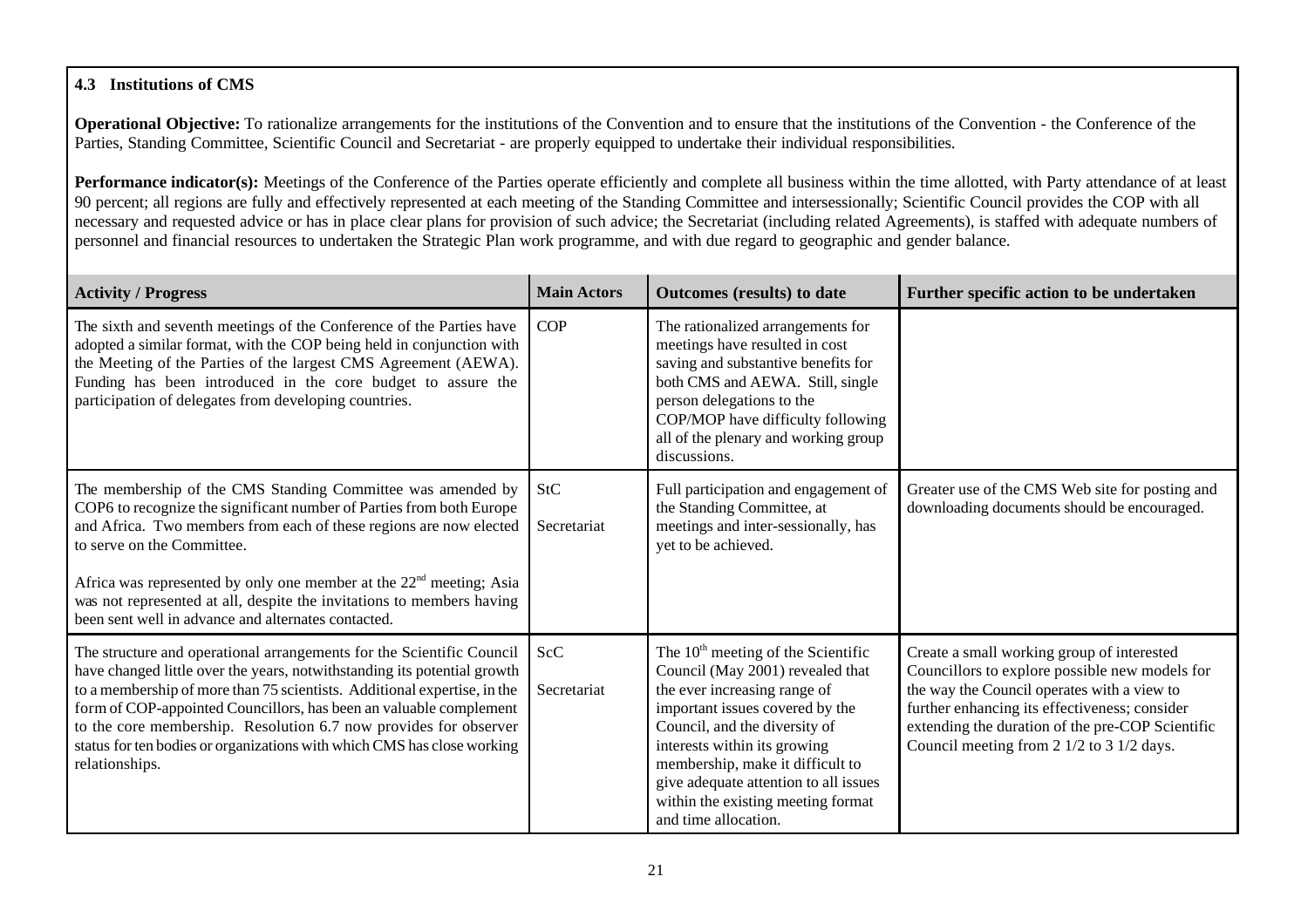### 4.3 Institutions of CMS

**Operational Objective:** To rationalize arrangements for the institutions of the Convention and to ensure that the institutions of the Convention - the Conference of the Parties, Standing Committee, Scientific Council and Secretariat - are properly equipped to undertake their individual responsibilities.

**Performance indicator(s):** Meetings of the Conference of the Parties operate efficiently and complete all business within the time allotted, with Party attendance of at least 90 percent; all regions are fully and effectively represented at each meeting of the Standing Committee and intersessionally; Scientific Council provides the COP with all necessary and requested advice or has in place clear plans for provision of such advice; the Secretariat (including related Agreements), is staffed with adequate numbers of personnel and financial resources to undertaken the Strategic Plan work programme, and with due regard to geographic and gender balance.

| Activity / Progress | Main Actors | Outcomes (results) to date | Further specific action to be undertaken |
|---|---|---|---|
| The sixth and seventh meetings of the Conference of the Parties have adopted a similar format, with the COP being held in conjunction with the Meeting of the Parties of the largest CMS Agreement (AEWA). Funding has been introduced in the core budget to assure the participation of delegates from developing countries. | COP | The rationalized arrangements for meetings have resulted in cost saving and substantive benefits for both CMS and AEWA. Still, single person delegations to the COP/MOP have difficulty following all of the plenary and working group discussions. | |
| The membership of the CMS Standing Committee was amended by COP6 to recognize the significant number of Parties from both Europe and Africa. Two members from each of these regions are now elected to serve on the Committee.<br><br>Africa was represented by only one member at the 22nd meeting; Asia was not represented at all, despite the invitations to members having been sent well in advance and alternates contacted. | StC<br><br>Secretariat | Full participation and engagement of the Standing Committee, at meetings and inter-sessionally, has yet to be achieved. | Greater use of the CMS Web site for posting and downloading documents should be encouraged. |
| The structure and operational arrangements for the Scientific Council have changed little over the years, notwithstanding its potential growth to a membership of more than 75 scientists. Additional expertise, in the form of COP-appointed Councillors, has been an valuable complement to the core membership. Resolution 6.7 now provides for observer status for ten bodies or organizations with which CMS has close working relationships. | ScC<br><br>Secretariat | The 10th meeting of the Scientific Council (May 2001) revealed that the ever increasing range of important issues covered by the Council, and the diversity of interests within its growing membership, make it difficult to give adequate attention to all issues within the existing meeting format and time allocation. | Create a small working group of interested Councillors to explore possible new models for the way the Council operates with a view to further enhancing its effectiveness; consider extending the duration of the pre-COP Scientific Council meeting from 2 1/2 to 3 1/2 days. |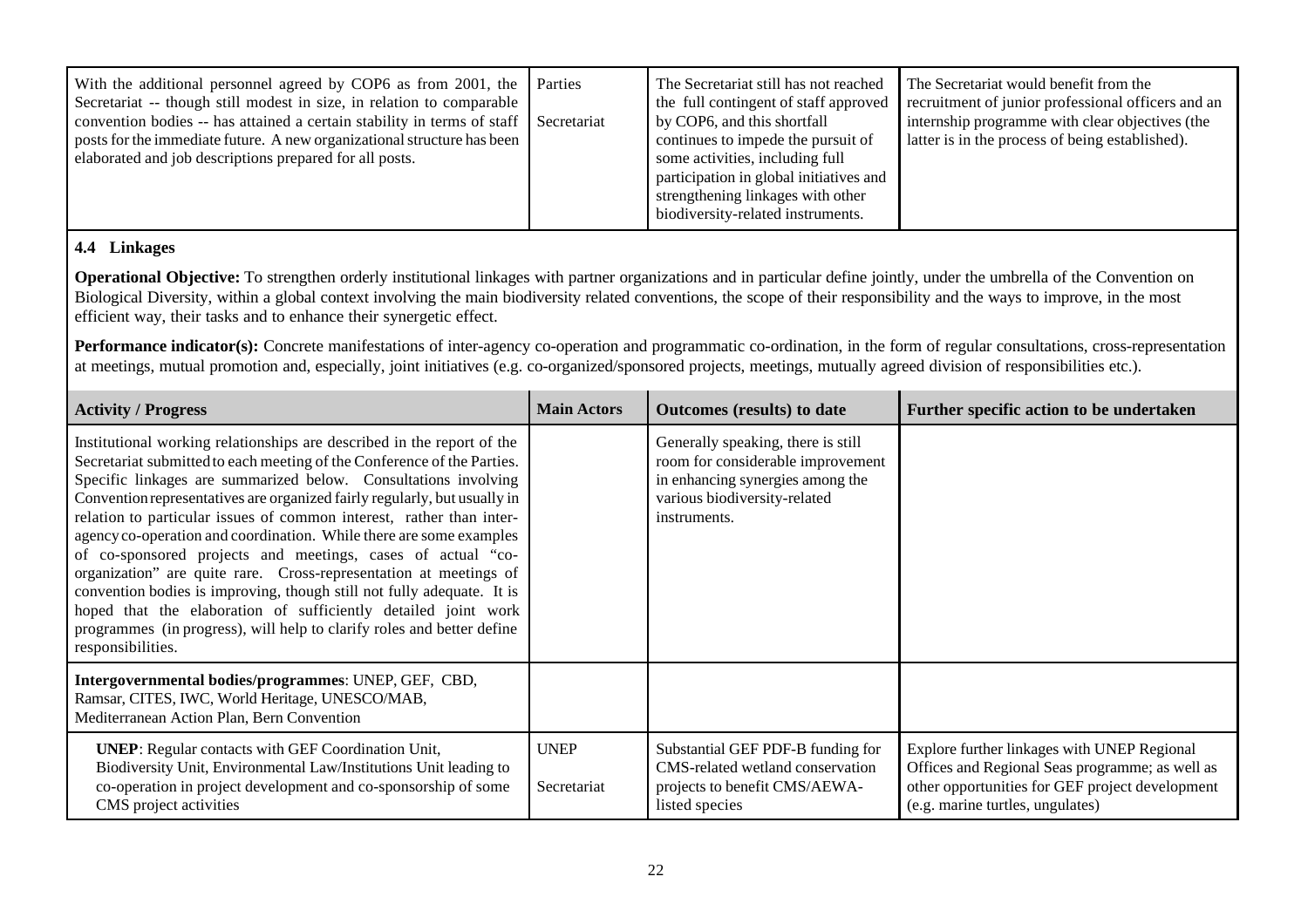| | | | |
|---|---|---|---|
| With the additional personnel agreed by COP6 as from 2001, the Secretariat -- though still modest in size, in relation to comparable convention bodies -- has attained a certain stability in terms of staff posts for the immediate future. A new organizational structure has been elaborated and job descriptions prepared for all posts. | Parties<br><br>Secretariat | The Secretariat still has not reached the full contingent of staff approved by COP6, and this shortfall continues to impede the pursuit of some activities, including full participation in global initiatives and strengthening linkages with other biodiversity-related instruments. | The Secretariat would benefit from the recruitment of junior professional officers and an internship programme with clear objectives (the latter is in the process of being established). |

### 4.4 Linkages

**Operational Objective:** To strengthen orderly institutional linkages with partner organizations and in particular define jointly, under the umbrella of the Convention on Biological Diversity, within a global context involving the main biodiversity related conventions, the scope of their responsibility and the ways to improve, in the most efficient way, their tasks and to enhance their synergetic effect.

**Performance indicator(s):** Concrete manifestations of inter-agency co-operation and programmatic co-ordination, in the form of regular consultations, cross-representation at meetings, mutual promotion and, especially, joint initiatives (e.g. co-organized/sponsored projects, meetings, mutually agreed division of responsibilities etc.).

| Activity / Progress | Main Actors | Outcomes (results) to date | Further specific action to be undertaken |
|---|---|---|---|
| Institutional working relationships are described in the report of the Secretariat submitted to each meeting of the Conference of the Parties. Specific linkages are summarized below. Consultations involving Convention representatives are organized fairly regularly, but usually in relation to particular issues of common interest, rather than inter-agency co-operation and coordination. While there are some examples of co-sponsored projects and meetings, cases of actual "co-organization" are quite rare. Cross-representation at meetings of convention bodies is improving, though still not fully adequate. It is hoped that the elaboration of sufficiently detailed joint work programmes (in progress), will help to clarify roles and better define responsibilities. | | Generally speaking, there is still room for considerable improvement in enhancing synergies among the various biodiversity-related instruments. | |
| **Intergovernmental bodies/programmes**: UNEP, GEF, CBD, Ramsar, CITES, IWC, World Heritage, UNESCO/MAB, Mediterranean Action Plan, Bern Convention | | | |
| **UNEP**: Regular contacts with GEF Coordination Unit, Biodiversity Unit, Environmental Law/Institutions Unit leading to co-operation in project development and co-sponsorship of some CMS project activities | UNEP<br><br>Secretariat | Substantial GEF PDF-B funding for CMS-related wetland conservation projects to benefit CMS/AEWA-listed species | Explore further linkages with UNEP Regional Offices and Regional Seas programme; as well as other opportunities for GEF project development (e.g. marine turtles, ungulates) |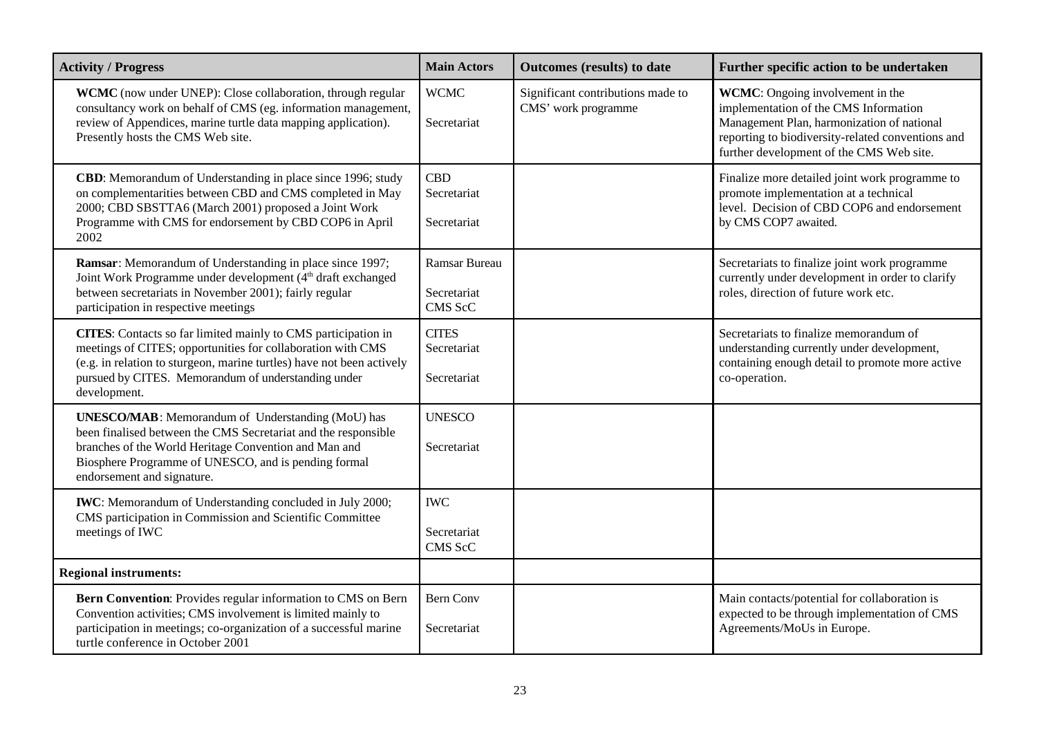| Activity / Progress | Main Actors | Outcomes (results) to date | Further specific action to be undertaken |
|---|---|---|---|
| **WCMC** (now under UNEP): Close collaboration, through regular consultancy work on behalf of CMS (eg. information management, review of Appendices, marine turtle data mapping application). Presently hosts the CMS Web site. | WCMC<br><br>Secretariat | Significant contributions made to CMS' work programme | **WCMC**: Ongoing involvement in the implementation of the CMS Information Management Plan, harmonization of national reporting to biodiversity-related conventions and further development of the CMS Web site. |
| **CBD**: Memorandum of Understanding in place since 1996; study on complementarities between CBD and CMS completed in May 2000; CBD SBSTTA6 (March 2001) proposed a Joint Work Programme with CMS for endorsement by CBD COP6 in April 2002 | CBD Secretariat<br><br>Secretariat | | Finalize more detailed joint work programme to promote implementation at a technical level. Decision of CBD COP6 and endorsement by CMS COP7 awaited. |
| **Ramsar**: Memorandum of Understanding in place since 1997; Joint Work Programme under development (4th draft exchanged between secretariats in November 2001); fairly regular participation in respective meetings | Ramsar Bureau<br><br>Secretariat<br>CMS ScC | | Secretariats to finalize joint work programme currently under development in order to clarify roles, direction of future work etc. |
| **CITES**: Contacts so far limited mainly to CMS participation in meetings of CITES; opportunities for collaboration with CMS (e.g. in relation to sturgeon, marine turtles) have not been actively pursued by CITES. Memorandum of understanding under development. | CITES Secretariat<br><br>Secretariat | | Secretariats to finalize memorandum of understanding currently under development, containing enough detail to promote more active co-operation. |
| **UNESCO/MAB**: Memorandum of Understanding (MoU) has been finalised between the CMS Secretariat and the responsible branches of the World Heritage Convention and Man and Biosphere Programme of UNESCO, and is pending formal endorsement and signature. | UNESCO<br><br>Secretariat | | |
| **IWC**: Memorandum of Understanding concluded in July 2000; CMS participation in Commission and Scientific Committee meetings of IWC | IWC<br><br>Secretariat<br>CMS ScC | | |
| **Regional instruments:** | | | |
| **Bern Convention**: Provides regular information to CMS on Bern Convention activities; CMS involvement is limited mainly to participation in meetings; co-organization of a successful marine turtle conference in October 2001 | Bern Conv<br><br>Secretariat | | Main contacts/potential for collaboration is expected to be through implementation of CMS Agreements/MoUs in Europe. |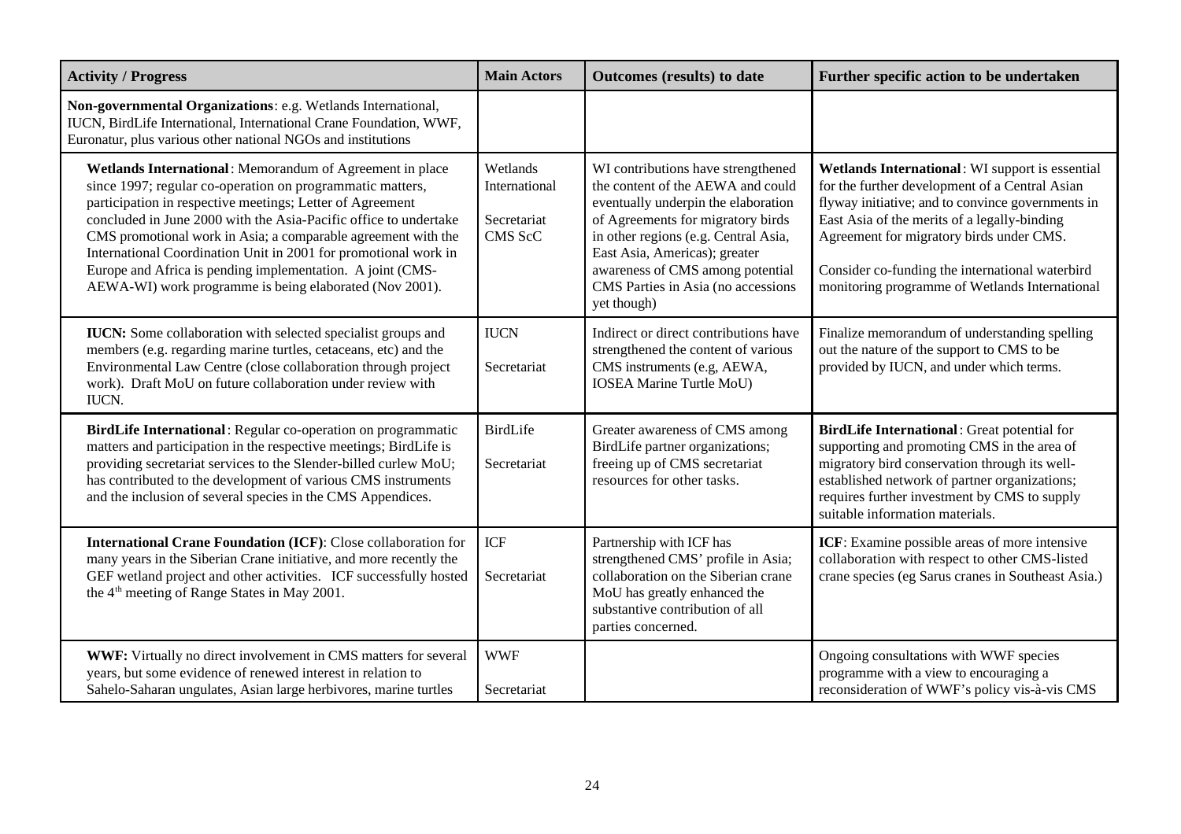| Activity / Progress | Main Actors | Outcomes (results) to date | Further specific action to be undertaken |
|---|---|---|---|
| **Non-governmental Organizations**: e.g. Wetlands International, IUCN, BirdLife International, International Crane Foundation, WWF, Euronatur, plus various other national NGOs and institutions | | | |
| **Wetlands International**: Memorandum of Agreement in place since 1997; regular co-operation on programmatic matters, participation in respective meetings; Letter of Agreement concluded in June 2000 with the Asia-Pacific office to undertake CMS promotional work in Asia; a comparable agreement with the International Coordination Unit in 2001 for promotional work in Europe and Africa is pending implementation. A joint (CMS-AEWA-WI) work programme is being elaborated (Nov 2001). | Wetlands International<br><br>Secretariat CMS ScC | WI contributions have strengthened the content of the AEWA and could eventually underpin the elaboration of Agreements for migratory birds in other regions (e.g. Central Asia, East Asia, Americas); greater awareness of CMS among potential CMS Parties in Asia (no accessions yet though) | **Wetlands International**: WI support is essential for the further development of a Central Asian flyway initiative; and to convince governments in East Asia of the merits of a legally-binding Agreement for migratory birds under CMS.<br><br>Consider co-funding the international waterbird monitoring programme of Wetlands International |
| **IUCN:** Some collaboration with selected specialist groups and members (e.g. regarding marine turtles, cetaceans, etc) and the Environmental Law Centre (close collaboration through project work). Draft MoU on future collaboration under review with IUCN. | IUCN<br><br>Secretariat | Indirect or direct contributions have strengthened the content of various CMS instruments (e.g, AEWA, IOSEA Marine Turtle MoU) | Finalize memorandum of understanding spelling out the nature of the support to CMS to be provided by IUCN, and under which terms. |
| **BirdLife International**: Regular co-operation on programmatic matters and participation in the respective meetings; BirdLife is providing secretariat services to the Slender-billed curlew MoU; has contributed to the development of various CMS instruments and the inclusion of several species in the CMS Appendices. | BirdLife<br><br>Secretariat | Greater awareness of CMS among BirdLife partner organizations; freeing up of CMS secretariat resources for other tasks. | **BirdLife International**: Great potential for supporting and promoting CMS in the area of migratory bird conservation through its well-established network of partner organizations; requires further investment by CMS to supply suitable information materials. |
| **International Crane Foundation (ICF)**: Close collaboration for many years in the Siberian Crane initiative, and more recently the GEF wetland project and other activities. ICF successfully hosted the 4th meeting of Range States in May 2001. | ICF<br><br>Secretariat | Partnership with ICF has strengthened CMS' profile in Asia; collaboration on the Siberian crane MoU has greatly enhanced the substantive contribution of all parties concerned. | **ICF**: Examine possible areas of more intensive collaboration with respect to other CMS-listed crane species (eg Sarus cranes in Southeast Asia.) |
| **WWF:** Virtually no direct involvement in CMS matters for several years, but some evidence of renewed interest in relation to Sahelo-Saharan ungulates, Asian large herbivores, marine turtles | WWF<br><br>Secretariat | | Ongoing consultations with WWF species programme with a view to encouraging a reconsideration of WWF's policy vis-à-vis CMS |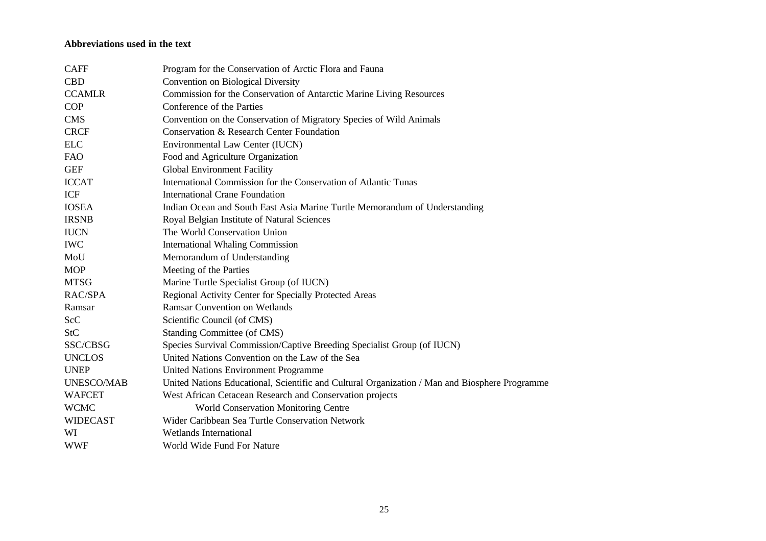**Abbreviations used in the text**

| | |
|---|---|
| CAFF | Program for the Conservation of Arctic Flora and Fauna |
| CBD | Convention on Biological Diversity |
| CCAMLR | Commission for the Conservation of Antarctic Marine Living Resources |
| COP | Conference of the Parties |
| CMS | Convention on the Conservation of Migratory Species of Wild Animals |
| CRCF | Conservation & Research Center Foundation |
| ELC | Environmental Law Center (IUCN) |
| FAO | Food and Agriculture Organization |
| GEF | Global Environment Facility |
| ICCAT | International Commission for the Conservation of Atlantic Tunas |
| ICF | International Crane Foundation |
| IOSEA | Indian Ocean and South East Asia Marine Turtle Memorandum of Understanding |
| IRSNB | Royal Belgian Institute of Natural Sciences |
| IUCN | The World Conservation Union |
| IWC | International Whaling Commission |
| MoU | Memorandum of Understanding |
| MOP | Meeting of the Parties |
| MTSG | Marine Turtle Specialist Group (of IUCN) |
| RAC/SPA | Regional Activity Center for Specially Protected Areas |
| Ramsar | Ramsar Convention on Wetlands |
| ScC | Scientific Council (of CMS) |
| StC | Standing Committee (of CMS) |
| SSC/CBSG | Species Survival Commission/Captive Breeding Specialist Group (of IUCN) |
| UNCLOS | United Nations Convention on the Law of the Sea |
| UNEP | United Nations Environment Programme |
| UNESCO/MAB | United Nations Educational, Scientific and Cultural Organization / Man and Biosphere Programme |
| WAFCET | West African Cetacean Research and Conservation projects |
| WCMC | World Conservation Monitoring Centre |
| WIDECAST | Wider Caribbean Sea Turtle Conservation Network |
| WI | Wetlands International |
| WWF | World Wide Fund For Nature |